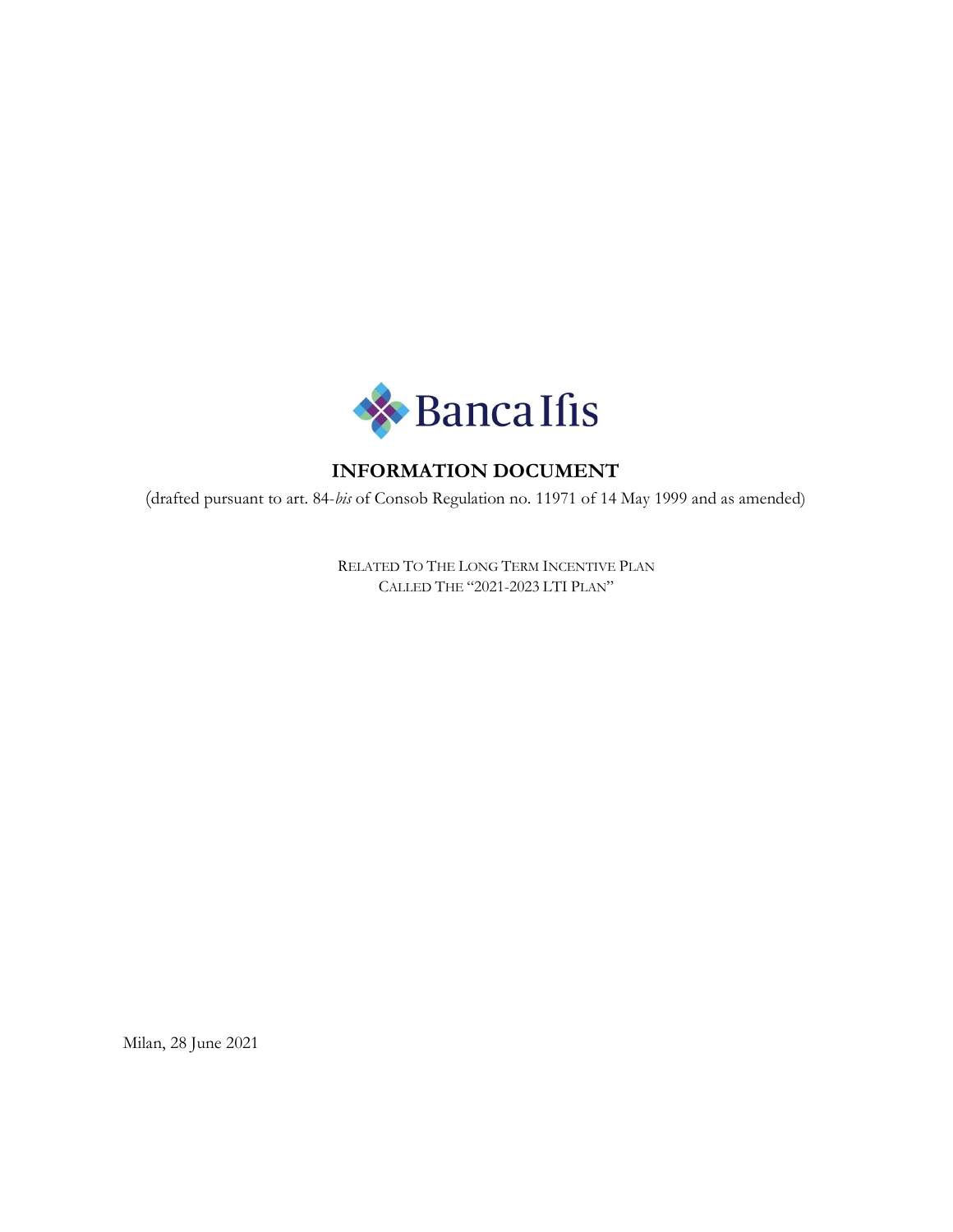Banca Ifis

# INFORMATION DOCUMENT

(drafted pursuant to art. 84-*bis* of Consob Regulation no. 11971 of 14 May 1999 and as amended)

RELATED TO THE LONG TERM INCENTIVE PLAN
CALLED THE "2021-2023 LTI PLAN"

Milan, 28 June 2021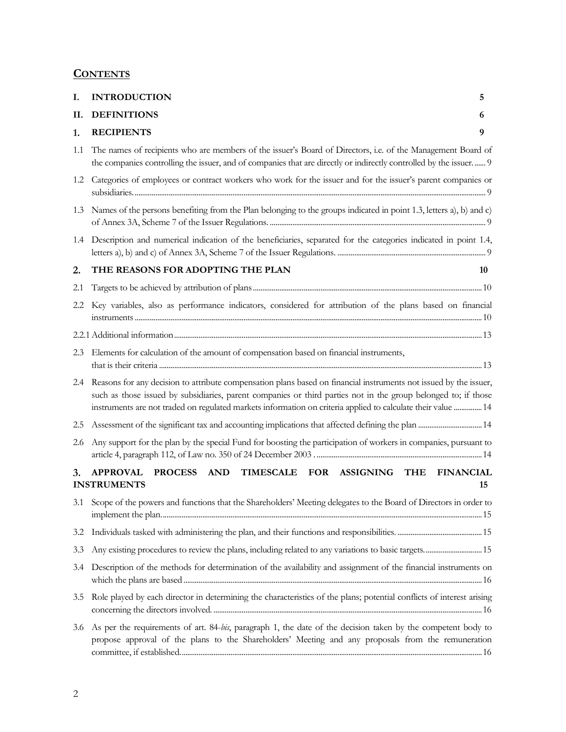## CONTENTS

| | | |
|---|---|---|
| **I.** | **INTRODUCTION** | **5** |
| **II.** | **DEFINITIONS** | **6** |
| **1.** | **RECIPIENTS** | **9** |
| 1.1 | The names of recipients who are members of the issuer's Board of Directors, i.e. of the Management Board of the companies controlling the issuer, and of companies that are directly or indirectly controlled by the issuer. | 9 |
| 1.2 | Categories of employees or contract workers who work for the issuer and for the issuer's parent companies or subsidiaries. | 9 |
| 1.3 | Names of the persons benefiting from the Plan belonging to the groups indicated in point 1.3, letters a), b) and c) of Annex 3A, Scheme 7 of the Issuer Regulations. | 9 |
| 1.4 | Description and numerical indication of the beneficiaries, separated for the categories indicated in point 1.4, letters a), b) and c) of Annex 3A, Scheme 7 of the Issuer Regulations. | 9 |
| **2.** | **THE REASONS FOR ADOPTING THE PLAN** | **10** |
| 2.1 | Targets to be achieved by attribution of plans | 10 |
| 2.2 | Key variables, also as performance indicators, considered for attribution of the plans based on financial instruments | 10 |
| 2.2.1 | Additional information | 13 |
| 2.3 | Elements for calculation of the amount of compensation based on financial instruments, that is their criteria | 13 |
| 2.4 | Reasons for any decision to attribute compensation plans based on financial instruments not issued by the issuer, such as those issued by subsidiaries, parent companies or third parties not in the group belonged to; if those instruments are not traded on regulated markets information on criteria applied to calculate their value | 14 |
| 2.5 | Assessment of the significant tax and accounting implications that affected defining the plan | 14 |
| 2.6 | Any support for the plan by the special Fund for boosting the participation of workers in companies, pursuant to article 4, paragraph 112, of Law no. 350 of 24 December 2003 . | 14 |
| **3.** | **APPROVAL PROCESS AND TIMESCALE FOR ASSIGNING THE FINANCIAL INSTRUMENTS** | **15** |
| 3.1 | Scope of the powers and functions that the Shareholders' Meeting delegates to the Board of Directors in order to implement the plan. | 15 |
| 3.2 | Individuals tasked with administering the plan, and their functions and responsibilities. | 15 |
| 3.3 | Any existing procedures to review the plans, including related to any variations to basic targets. | 15 |
| 3.4 | Description of the methods for determination of the availability and assignment of the financial instruments on which the plans are based | 16 |
| 3.5 | Role played by each director in determining the characteristics of the plans; potential conflicts of interest arising concerning the directors involved. | 16 |
| 3.6 | As per the requirements of art. 84-*bis*, paragraph 1, the date of the decision taken by the competent body to propose approval of the plans to the Shareholders' Meeting and any proposals from the remuneration committee, if established. | 16 |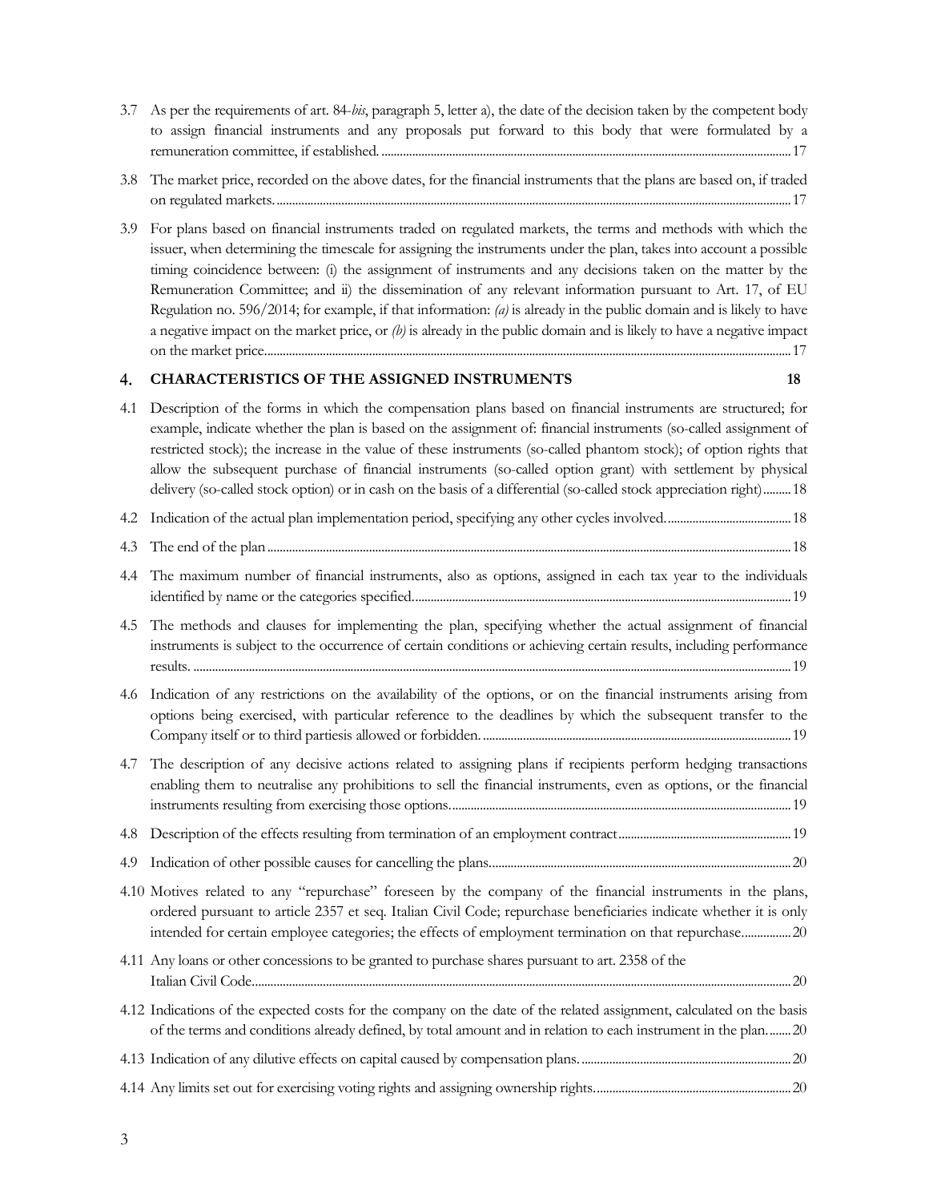3.7 As per the requirements of art. 84-*bis*, paragraph 5, letter a), the date of the decision taken by the competent body to assign financial instruments and any proposals put forward to this body that were formulated by a remuneration committee, if established. ..... 17

3.8 The market price, recorded on the above dates, for the financial instruments that the plans are based on, if traded on regulated markets. ..... 17

3.9 For plans based on financial instruments traded on regulated markets, the terms and methods with which the issuer, when determining the timescale for assigning the instruments under the plan, takes into account a possible timing coincidence between: (i) the assignment of instruments and any decisions taken on the matter by the Remuneration Committee; and ii) the dissemination of any relevant information pursuant to Art. 17, of EU Regulation no. 596/2014; for example, if that information: *(a)* is already in the public domain and is likely to have a negative impact on the market price, or *(b)* is already in the public domain and is likely to have a negative impact on the market price. ..... 17

**4. CHARACTERISTICS OF THE ASSIGNED INSTRUMENTS ..... 18**

4.1 Description of the forms in which the compensation plans based on financial instruments are structured; for example, indicate whether the plan is based on the assignment of: financial instruments (so-called assignment of restricted stock); the increase in the value of these instruments (so-called phantom stock); of option rights that allow the subsequent purchase of financial instruments (so-called option grant) with settlement by physical delivery (so-called stock option) or in cash on the basis of a differential (so-called stock appreciation right) ..... 18

4.2 Indication of the actual plan implementation period, specifying any other cycles involved. ..... 18

4.3 The end of the plan ..... 18

4.4 The maximum number of financial instruments, also as options, assigned in each tax year to the individuals identified by name or the categories specified. ..... 19

4.5 The methods and clauses for implementing the plan, specifying whether the actual assignment of financial instruments is subject to the occurrence of certain conditions or achieving certain results, including performance results. ..... 19

4.6 Indication of any restrictions on the availability of the options, or on the financial instruments arising from options being exercised, with particular reference to the deadlines by which the subsequent transfer to the Company itself or to third partiesis allowed or forbidden. ..... 19

4.7 The description of any decisive actions related to assigning plans if recipients perform hedging transactions enabling them to neutralise any prohibitions to sell the financial instruments, even as options, or the financial instruments resulting from exercising those options. ..... 19

4.8 Description of the effects resulting from termination of an employment contract ..... 19

4.9 Indication of other possible causes for cancelling the plans. ..... 20

4.10 Motives related to any "repurchase" foreseen by the company of the financial instruments in the plans, ordered pursuant to article 2357 et seq. Italian Civil Code; repurchase beneficiaries indicate whether it is only intended for certain employee categories; the effects of employment termination on that repurchase. ..... 20

4.11 Any loans or other concessions to be granted to purchase shares pursuant to art. 2358 of the Italian Civil Code. ..... 20

4.12 Indications of the expected costs for the company on the date of the related assignment, calculated on the basis of the terms and conditions already defined, by total amount and in relation to each instrument in the plan. ..... 20

4.13 Indication of any dilutive effects on capital caused by compensation plans. ..... 20

4.14 Any limits set out for exercising voting rights and assigning ownership rights. ..... 20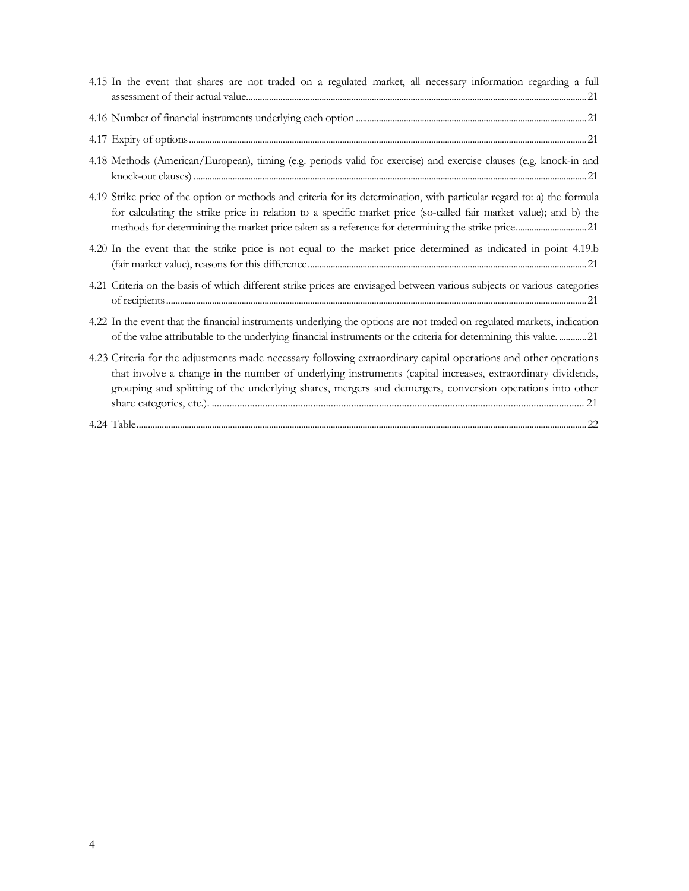4.15 In the event that shares are not traded on a regulated market, all necessary information regarding a full assessment of their actual value.......21

4.16 Number of financial instruments underlying each option.......21

4.17 Expiry of options.......21

4.18 Methods (American/European), timing (e.g. periods valid for exercise) and exercise clauses (e.g. knock-in and knock-out clauses).......21

4.19 Strike price of the option or methods and criteria for its determination, with particular regard to: a) the formula for calculating the strike price in relation to a specific market price (so-called fair market value); and b) the methods for determining the market price taken as a reference for determining the strike price.......21

4.20 In the event that the strike price is not equal to the market price determined as indicated in point 4.19.b (fair market value), reasons for this difference.......21

4.21 Criteria on the basis of which different strike prices are envisaged between various subjects or various categories of recipients.......21

4.22 In the event that the financial instruments underlying the options are not traded on regulated markets, indication of the value attributable to the underlying financial instruments or the criteria for determining this value.......21

4.23 Criteria for the adjustments made necessary following extraordinary capital operations and other operations that involve a change in the number of underlying instruments (capital increases, extraordinary dividends, grouping and splitting of the underlying shares, mergers and demergers, conversion operations into other share categories, etc.).......21

4.24 Table.......22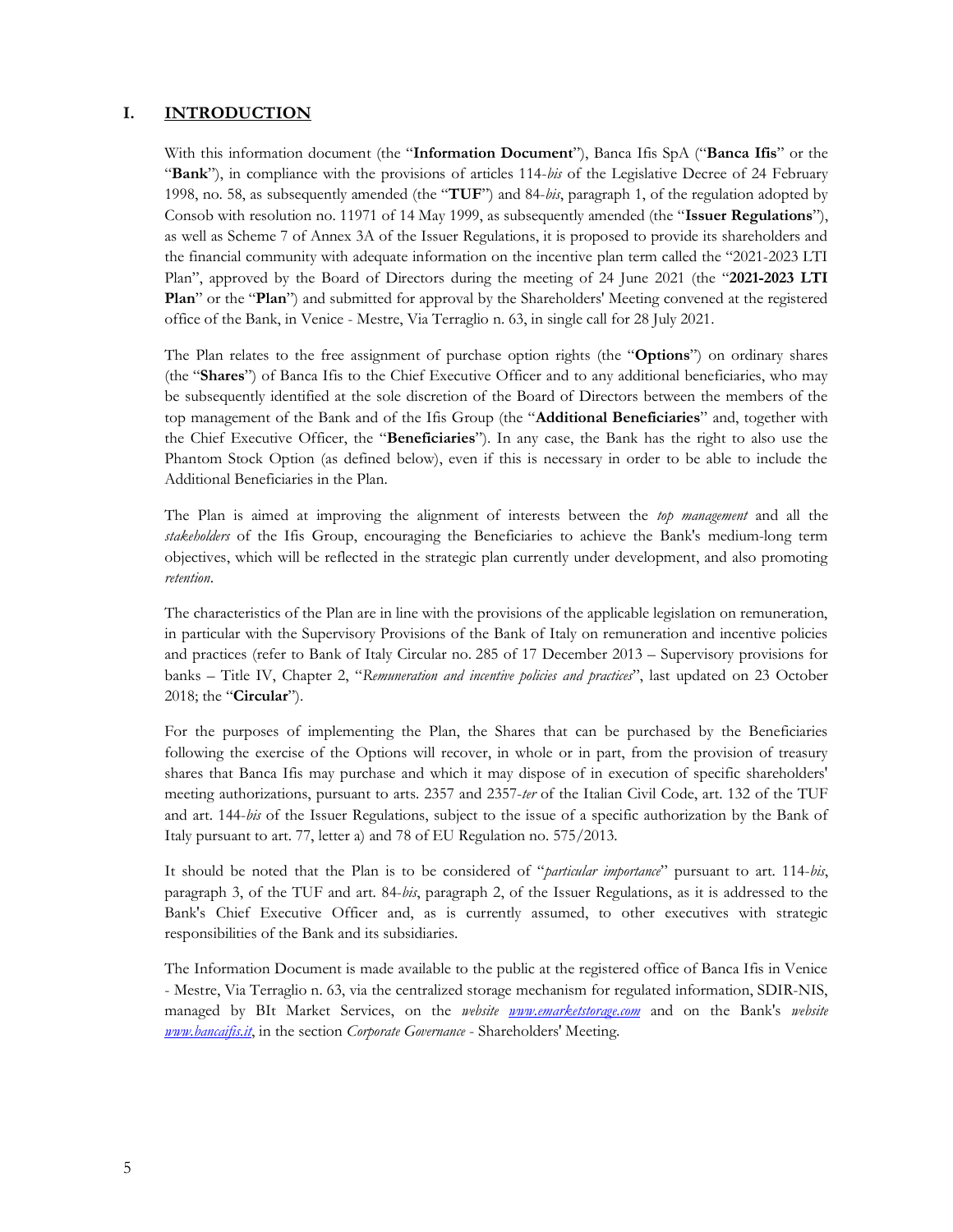# I. INTRODUCTION

With this information document (the "**Information Document**"), Banca Ifis SpA ("**Banca Ifis**" or the "**Bank**"), in compliance with the provisions of articles 114-*bis* of the Legislative Decree of 24 February 1998, no. 58, as subsequently amended (the "**TUF**") and 84-*bis*, paragraph 1, of the regulation adopted by Consob with resolution no. 11971 of 14 May 1999, as subsequently amended (the "**Issuer Regulations**"), as well as Scheme 7 of Annex 3A of the Issuer Regulations, it is proposed to provide its shareholders and the financial community with adequate information on the incentive plan term called the "2021-2023 LTI Plan", approved by the Board of Directors during the meeting of 24 June 2021 (the "**2021-2023 LTI Plan**" or the "**Plan**") and submitted for approval by the Shareholders' Meeting convened at the registered office of the Bank, in Venice - Mestre, Via Terraglio n. 63, in single call for 28 July 2021.

The Plan relates to the free assignment of purchase option rights (the "**Options**") on ordinary shares (the "**Shares**") of Banca Ifis to the Chief Executive Officer and to any additional beneficiaries, who may be subsequently identified at the sole discretion of the Board of Directors between the members of the top management of the Bank and of the Ifis Group (the "**Additional Beneficiaries**" and, together with the Chief Executive Officer, the "**Beneficiaries**"). In any case, the Bank has the right to also use the Phantom Stock Option (as defined below), even if this is necessary in order to be able to include the Additional Beneficiaries in the Plan.

The Plan is aimed at improving the alignment of interests between the *top management* and all the *stakeholders* of the Ifis Group, encouraging the Beneficiaries to achieve the Bank's medium-long term objectives, which will be reflected in the strategic plan currently under development, and also promoting *retention*.

The characteristics of the Plan are in line with the provisions of the applicable legislation on remuneration, in particular with the Supervisory Provisions of the Bank of Italy on remuneration and incentive policies and practices (refer to Bank of Italy Circular no. 285 of 17 December 2013 – Supervisory provisions for banks – Title IV, Chapter 2, "*Remuneration and incentive policies and practices*", last updated on 23 October 2018; the "**Circular**").

For the purposes of implementing the Plan, the Shares that can be purchased by the Beneficiaries following the exercise of the Options will recover, in whole or in part, from the provision of treasury shares that Banca Ifis may purchase and which it may dispose of in execution of specific shareholders' meeting authorizations, pursuant to arts. 2357 and 2357-*ter* of the Italian Civil Code, art. 132 of the TUF and art. 144-*bis* of the Issuer Regulations, subject to the issue of a specific authorization by the Bank of Italy pursuant to art. 77, letter a) and 78 of EU Regulation no. 575/2013.

It should be noted that the Plan is to be considered of "*particular importance*" pursuant to art. 114-*bis*, paragraph 3, of the TUF and art. 84-*bis*, paragraph 2, of the Issuer Regulations, as it is addressed to the Bank's Chief Executive Officer and, as is currently assumed, to other executives with strategic responsibilities of the Bank and its subsidiaries.

The Information Document is made available to the public at the registered office of Banca Ifis in Venice - Mestre, Via Terraglio n. 63, via the centralized storage mechanism for regulated information, SDIR-NIS, managed by BIt Market Services, on the *website* [www.emarketstorage.com](www.emarketstorage.com) and on the Bank's *website* [www.bancaifis.it](www.bancaifis.it), in the section *Corporate Governance* - Shareholders' Meeting.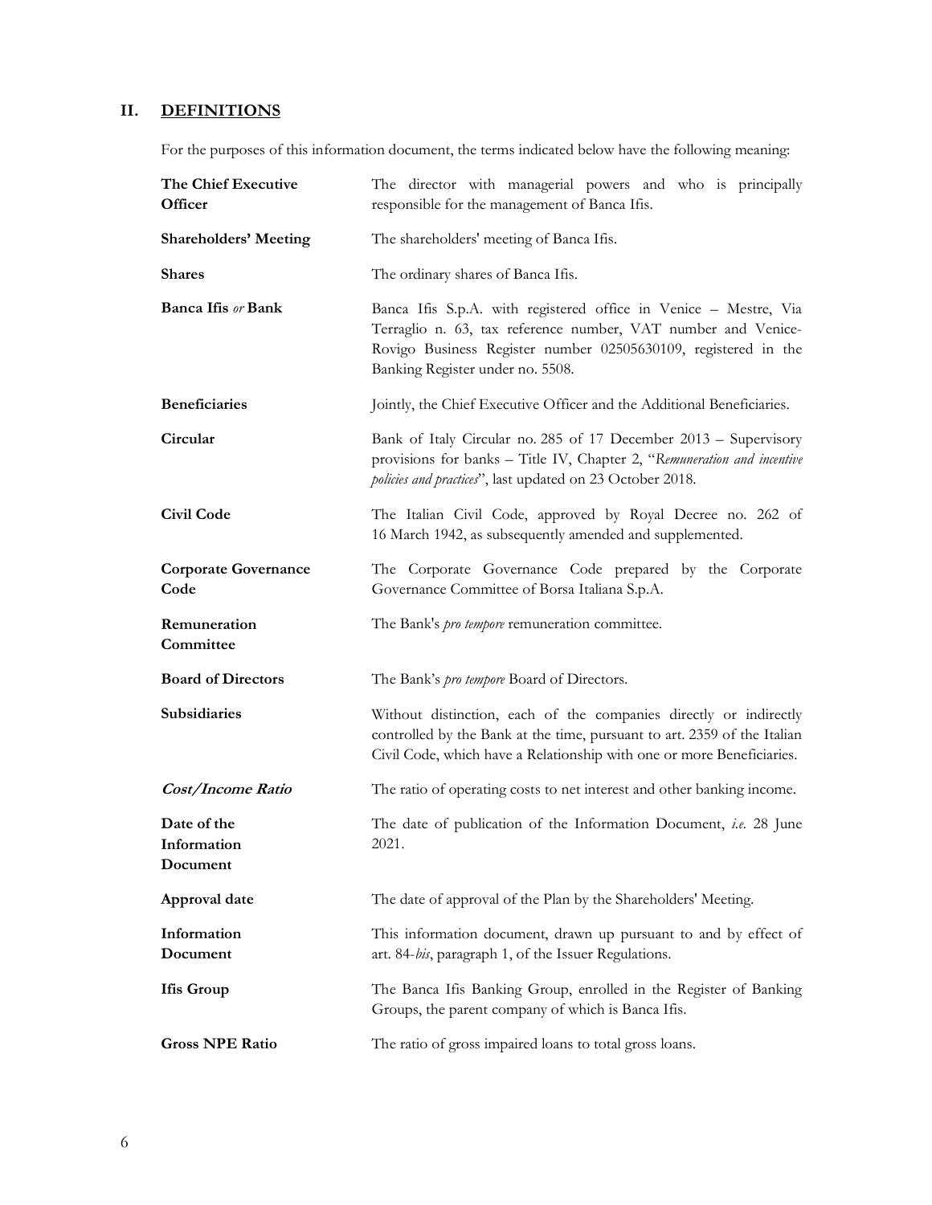## II. DEFINITIONS

For the purposes of this information document, the terms indicated below have the following meaning:

| | |
|---|---|
| **The Chief Executive Officer** | The director with managerial powers and who is principally responsible for the management of Banca Ifis. |
| **Shareholders' Meeting** | The shareholders' meeting of Banca Ifis. |
| **Shares** | The ordinary shares of Banca Ifis. |
| **Banca Ifis** *or* **Bank** | Banca Ifis S.p.A. with registered office in Venice – Mestre, Via Terraglio n. 63, tax reference number, VAT number and Venice-Rovigo Business Register number 02505630109, registered in the Banking Register under no. 5508. |
| **Beneficiaries** | Jointly, the Chief Executive Officer and the Additional Beneficiaries. |
| **Circular** | Bank of Italy Circular no. 285 of 17 December 2013 – Supervisory provisions for banks – Title IV, Chapter 2, "*Remuneration and incentive policies and practices*", last updated on 23 October 2018. |
| **Civil Code** | The Italian Civil Code, approved by Royal Decree no. 262 of 16 March 1942, as subsequently amended and supplemented. |
| **Corporate Governance Code** | The Corporate Governance Code prepared by the Corporate Governance Committee of Borsa Italiana S.p.A. |
| **Remuneration Committee** | The Bank's *pro tempore* remuneration committee. |
| **Board of Directors** | The Bank's *pro tempore* Board of Directors. |
| **Subsidiaries** | Without distinction, each of the companies directly or indirectly controlled by the Bank at the time, pursuant to art. 2359 of the Italian Civil Code, which have a Relationship with one or more Beneficiaries. |
| ***Cost/Income Ratio*** | The ratio of operating costs to net interest and other banking income. |
| **Date of the Information Document** | The date of publication of the Information Document, *i.e.* 28 June 2021. |
| **Approval date** | The date of approval of the Plan by the Shareholders' Meeting. |
| **Information Document** | This information document, drawn up pursuant to and by effect of art. 84-*bis*, paragraph 1, of the Issuer Regulations. |
| **Ifis Group** | The Banca Ifis Banking Group, enrolled in the Register of Banking Groups, the parent company of which is Banca Ifis. |
| **Gross NPE Ratio** | The ratio of gross impaired loans to total gross loans. |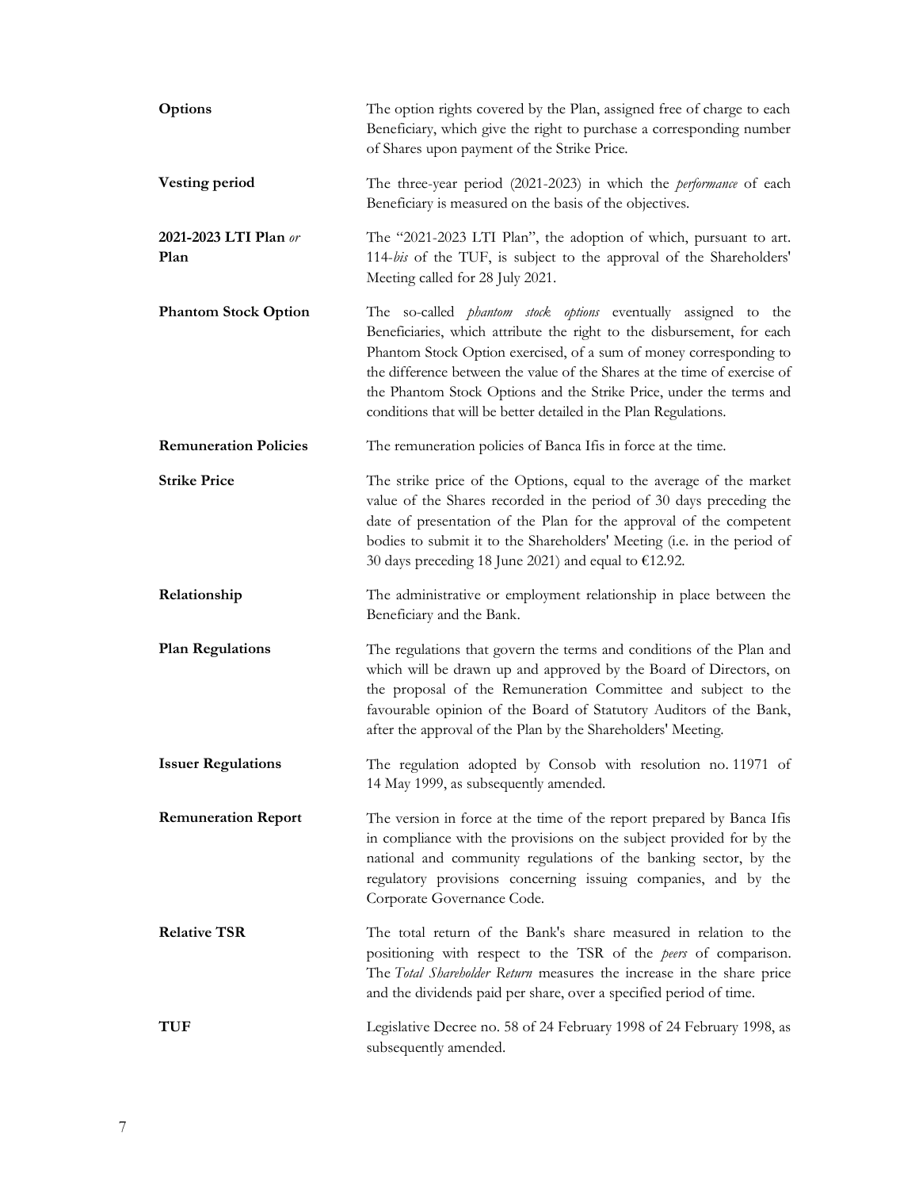| | |
|---|---|
| **Options** | The option rights covered by the Plan, assigned free of charge to each Beneficiary, which give the right to purchase a corresponding number of Shares upon payment of the Strike Price. |
| **Vesting period** | The three-year period (2021-2023) in which the *performance* of each Beneficiary is measured on the basis of the objectives. |
| **2021-2023 LTI Plan** *or* **Plan** | The "2021-2023 LTI Plan", the adoption of which, pursuant to art. 114-*bis* of the TUF, is subject to the approval of the Shareholders' Meeting called for 28 July 2021. |
| **Phantom Stock Option** | The so-called *phantom stock options* eventually assigned to the Beneficiaries, which attribute the right to the disbursement, for each Phantom Stock Option exercised, of a sum of money corresponding to the difference between the value of the Shares at the time of exercise of the Phantom Stock Options and the Strike Price, under the terms and conditions that will be better detailed in the Plan Regulations. |
| **Remuneration Policies** | The remuneration policies of Banca Ifis in force at the time. |
| **Strike Price** | The strike price of the Options, equal to the average of the market value of the Shares recorded in the period of 30 days preceding the date of presentation of the Plan for the approval of the competent bodies to submit it to the Shareholders' Meeting (i.e. in the period of 30 days preceding 18 June 2021) and equal to €12.92. |
| **Relationship** | The administrative or employment relationship in place between the Beneficiary and the Bank. |
| **Plan Regulations** | The regulations that govern the terms and conditions of the Plan and which will be drawn up and approved by the Board of Directors, on the proposal of the Remuneration Committee and subject to the favourable opinion of the Board of Statutory Auditors of the Bank, after the approval of the Plan by the Shareholders' Meeting. |
| **Issuer Regulations** | The regulation adopted by Consob with resolution no. 11971 of 14 May 1999, as subsequently amended. |
| **Remuneration Report** | The version in force at the time of the report prepared by Banca Ifis in compliance with the provisions on the subject provided for by the national and community regulations of the banking sector, by the regulatory provisions concerning issuing companies, and by the Corporate Governance Code. |
| **Relative TSR** | The total return of the Bank's share measured in relation to the positioning with respect to the TSR of the *peers* of comparison. The *Total Shareholder Return* measures the increase in the share price and the dividends paid per share, over a specified period of time. |
| **TUF** | Legislative Decree no. 58 of 24 February 1998 of 24 February 1998, as subsequently amended. |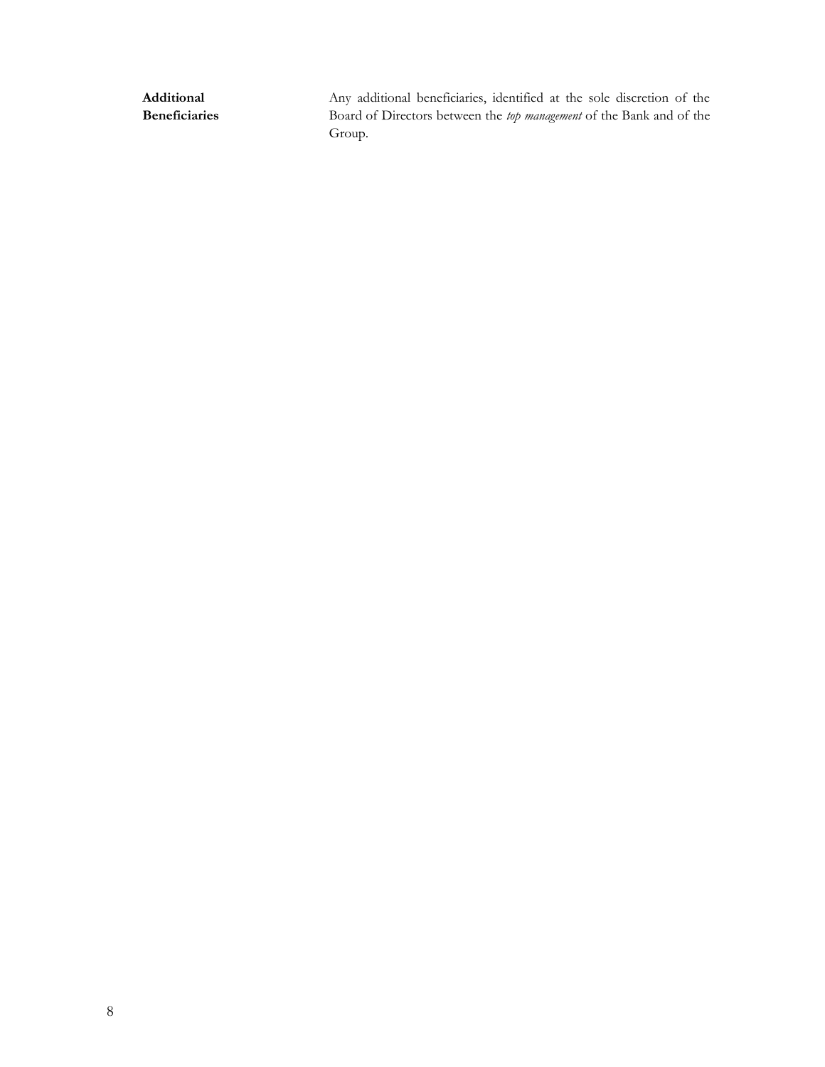| | |
|---|---|
| **Additional Beneficiaries** | Any additional beneficiaries, identified at the sole discretion of the Board of Directors between the *top management* of the Bank and of the Group. |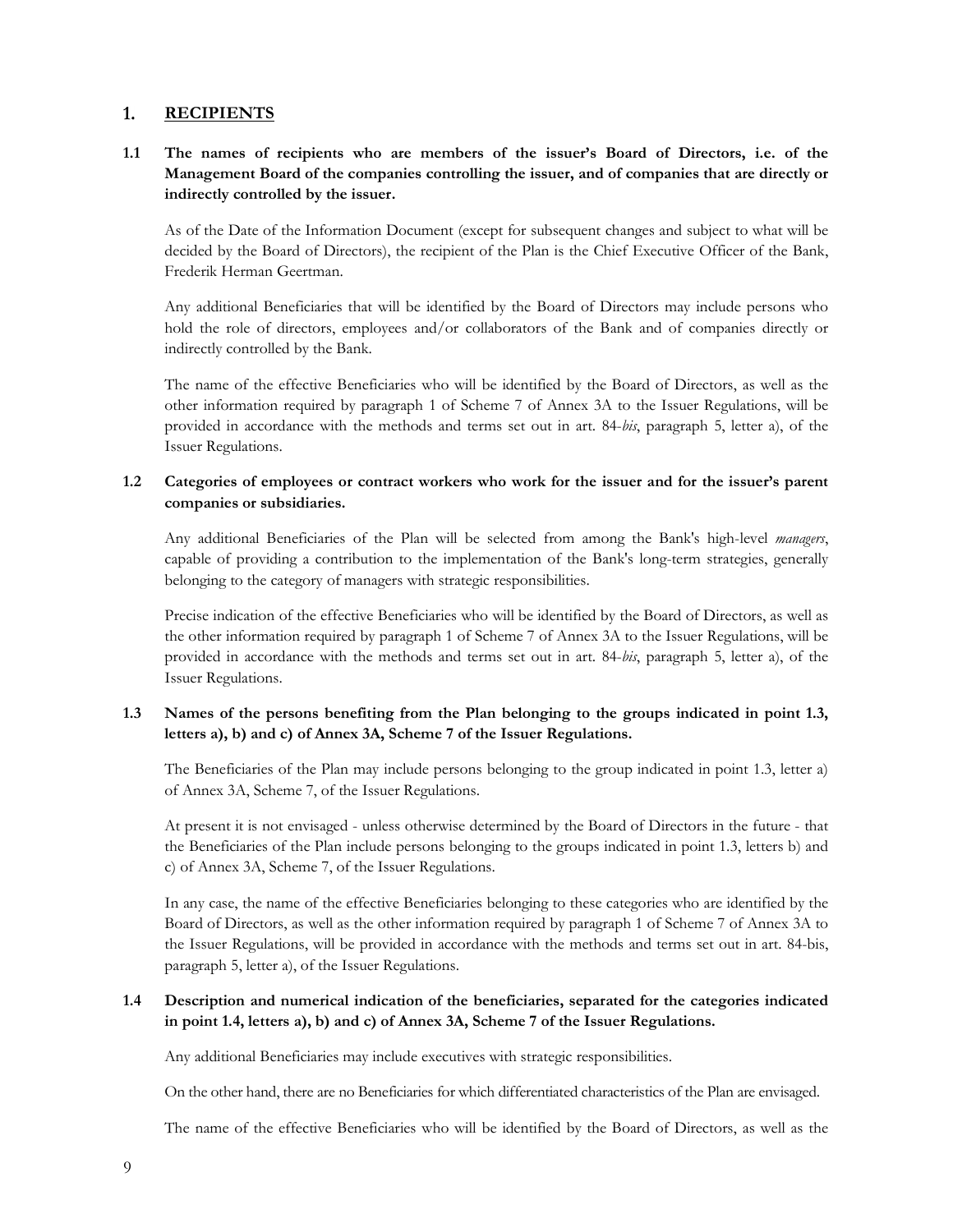## 1. RECIPIENTS

### 1.1 The names of recipients who are members of the issuer's Board of Directors, i.e. of the Management Board of the companies controlling the issuer, and of companies that are directly or indirectly controlled by the issuer.

As of the Date of the Information Document (except for subsequent changes and subject to what will be decided by the Board of Directors), the recipient of the Plan is the Chief Executive Officer of the Bank, Frederik Herman Geertman.

Any additional Beneficiaries that will be identified by the Board of Directors may include persons who hold the role of directors, employees and/or collaborators of the Bank and of companies directly or indirectly controlled by the Bank.

The name of the effective Beneficiaries who will be identified by the Board of Directors, as well as the other information required by paragraph 1 of Scheme 7 of Annex 3A to the Issuer Regulations, will be provided in accordance with the methods and terms set out in art. 84-*bis*, paragraph 5, letter a), of the Issuer Regulations.

### 1.2 Categories of employees or contract workers who work for the issuer and for the issuer's parent companies or subsidiaries.

Any additional Beneficiaries of the Plan will be selected from among the Bank's high-level *managers*, capable of providing a contribution to the implementation of the Bank's long-term strategies, generally belonging to the category of managers with strategic responsibilities.

Precise indication of the effective Beneficiaries who will be identified by the Board of Directors, as well as the other information required by paragraph 1 of Scheme 7 of Annex 3A to the Issuer Regulations, will be provided in accordance with the methods and terms set out in art. 84-*bis*, paragraph 5, letter a), of the Issuer Regulations.

### 1.3 Names of the persons benefiting from the Plan belonging to the groups indicated in point 1.3, letters a), b) and c) of Annex 3A, Scheme 7 of the Issuer Regulations.

The Beneficiaries of the Plan may include persons belonging to the group indicated in point 1.3, letter a) of Annex 3A, Scheme 7, of the Issuer Regulations.

At present it is not envisaged - unless otherwise determined by the Board of Directors in the future - that the Beneficiaries of the Plan include persons belonging to the groups indicated in point 1.3, letters b) and c) of Annex 3A, Scheme 7, of the Issuer Regulations.

In any case, the name of the effective Beneficiaries belonging to these categories who are identified by the Board of Directors, as well as the other information required by paragraph 1 of Scheme 7 of Annex 3A to the Issuer Regulations, will be provided in accordance with the methods and terms set out in art. 84-bis, paragraph 5, letter a), of the Issuer Regulations.

### 1.4 Description and numerical indication of the beneficiaries, separated for the categories indicated in point 1.4, letters a), b) and c) of Annex 3A, Scheme 7 of the Issuer Regulations.

Any additional Beneficiaries may include executives with strategic responsibilities.

On the other hand, there are no Beneficiaries for which differentiated characteristics of the Plan are envisaged.

The name of the effective Beneficiaries who will be identified by the Board of Directors, as well as the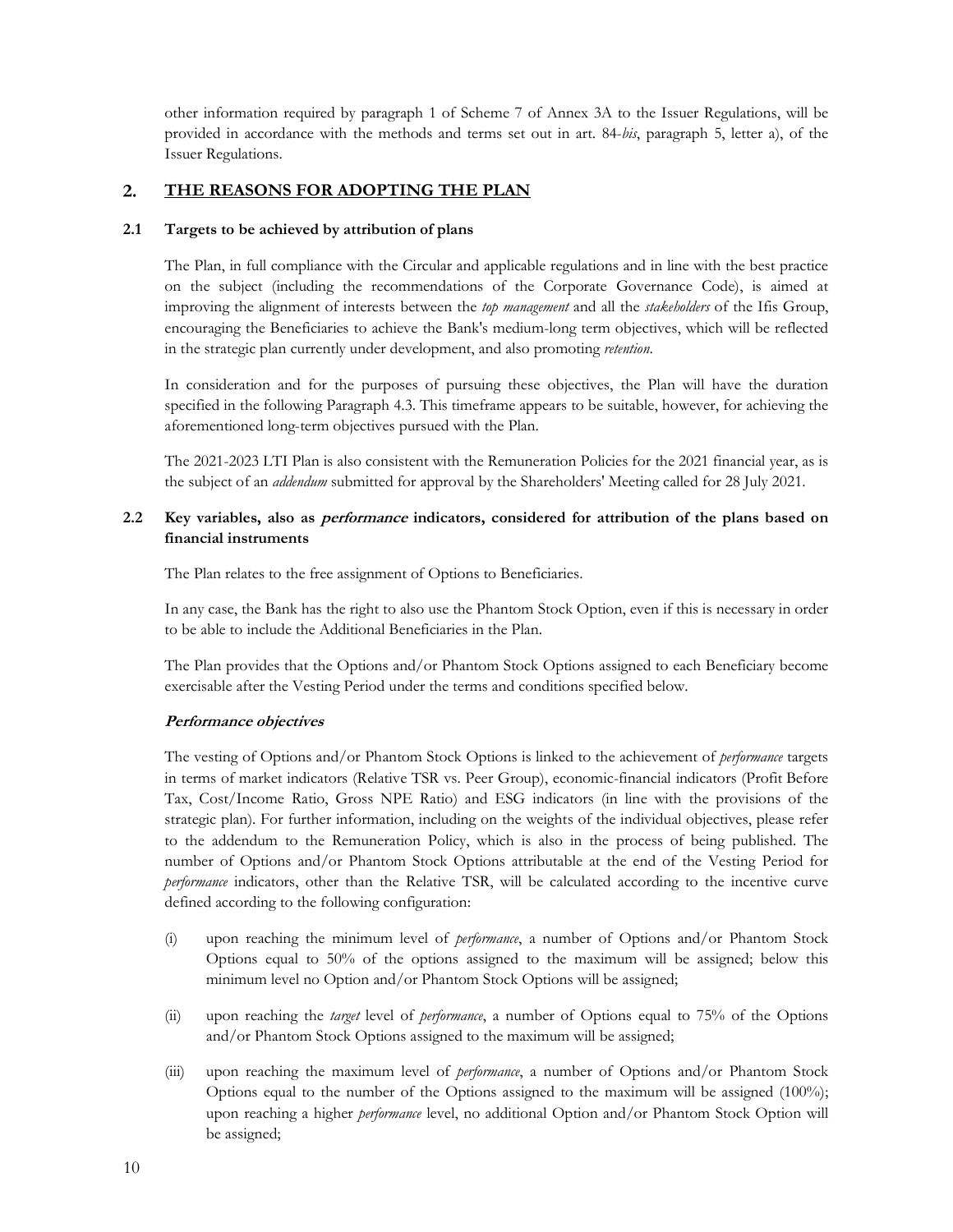other information required by paragraph 1 of Scheme 7 of Annex 3A to the Issuer Regulations, will be provided in accordance with the methods and terms set out in art. 84-*bis*, paragraph 5, letter a), of the Issuer Regulations.

## 2. THE REASONS FOR ADOPTING THE PLAN

### 2.1 Targets to be achieved by attribution of plans

The Plan, in full compliance with the Circular and applicable regulations and in line with the best practice on the subject (including the recommendations of the Corporate Governance Code), is aimed at improving the alignment of interests between the *top management* and all the *stakeholders* of the Ifis Group, encouraging the Beneficiaries to achieve the Bank's medium-long term objectives, which will be reflected in the strategic plan currently under development, and also promoting *retention*.

In consideration and for the purposes of pursuing these objectives, the Plan will have the duration specified in the following Paragraph 4.3. This timeframe appears to be suitable, however, for achieving the aforementioned long-term objectives pursued with the Plan.

The 2021-2023 LTI Plan is also consistent with the Remuneration Policies for the 2021 financial year, as is the subject of an *addendum* submitted for approval by the Shareholders' Meeting called for 28 July 2021.

### 2.2 Key variables, also as *performance* indicators, considered for attribution of the plans based on financial instruments

The Plan relates to the free assignment of Options to Beneficiaries.

In any case, the Bank has the right to also use the Phantom Stock Option, even if this is necessary in order to be able to include the Additional Beneficiaries in the Plan.

The Plan provides that the Options and/or Phantom Stock Options assigned to each Beneficiary become exercisable after the Vesting Period under the terms and conditions specified below.

***Performance objectives***

The vesting of Options and/or Phantom Stock Options is linked to the achievement of *performance* targets in terms of market indicators (Relative TSR vs. Peer Group), economic-financial indicators (Profit Before Tax, Cost/Income Ratio, Gross NPE Ratio) and ESG indicators (in line with the provisions of the strategic plan). For further information, including on the weights of the individual objectives, please refer to the addendum to the Remuneration Policy, which is also in the process of being published. The number of Options and/or Phantom Stock Options attributable at the end of the Vesting Period for *performance* indicators, other than the Relative TSR, will be calculated according to the incentive curve defined according to the following configuration:

(i) upon reaching the minimum level of *performance*, a number of Options and/or Phantom Stock Options equal to 50% of the options assigned to the maximum will be assigned; below this minimum level no Option and/or Phantom Stock Options will be assigned;

(ii) upon reaching the *target* level of *performance*, a number of Options equal to 75% of the Options and/or Phantom Stock Options assigned to the maximum will be assigned;

(iii) upon reaching the maximum level of *performance*, a number of Options and/or Phantom Stock Options equal to the number of the Options assigned to the maximum will be assigned (100%); upon reaching a higher *performance* level, no additional Option and/or Phantom Stock Option will be assigned;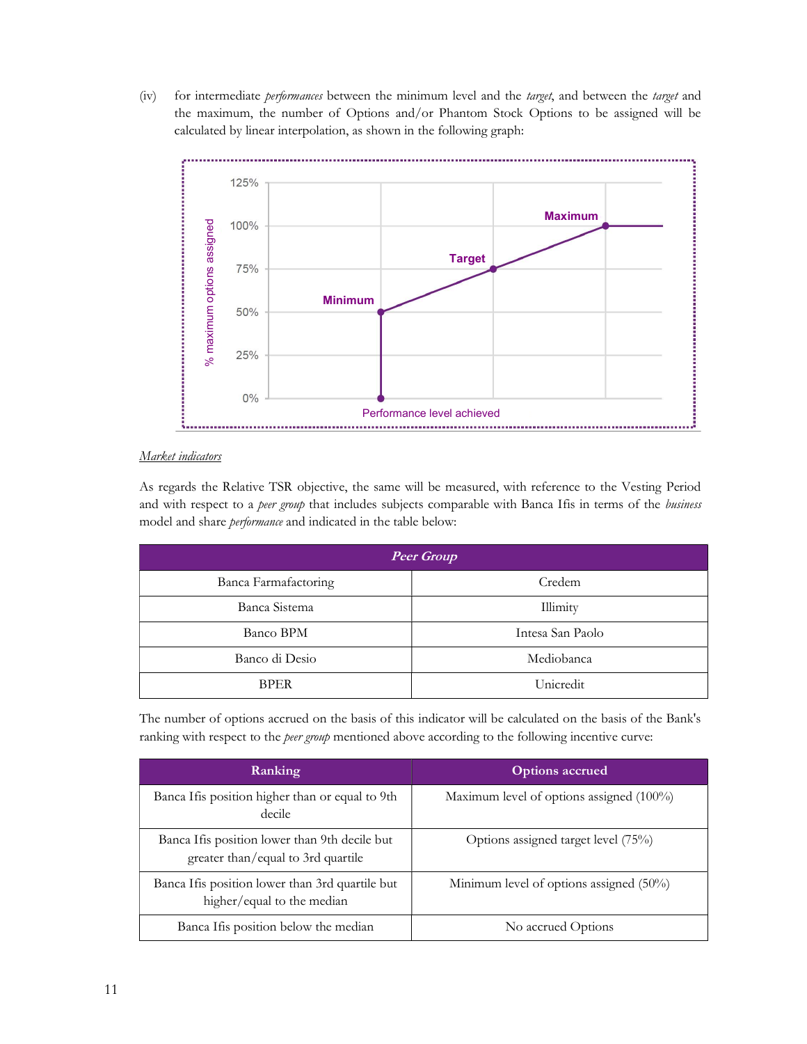(iv) for intermediate *performances* between the minimum level and the *target*, and between the *target* and the maximum, the number of Options and/or Phantom Stock Options to be assigned will be calculated by linear interpolation, as shown in the following graph:

*Market indicators*

As regards the Relative TSR objective, the same will be measured, with reference to the Vesting Period and with respect to a *peer group* that includes subjects comparable with Banca Ifis in terms of the *business* model and share *performance* and indicated in the table below:

| *Peer Group* | |
|---|---|
| Banca Farmafactoring | Credem |
| Banca Sistema | Illimity |
| Banco BPM | Intesa San Paolo |
| Banco di Desio | Mediobanca |
| BPER | Unicredit |

The number of options accrued on the basis of this indicator will be calculated on the basis of the Bank's ranking with respect to the *peer group* mentioned above according to the following incentive curve:

| Ranking | Options accrued |
|---|---|
| Banca Ifis position higher than or equal to 9th decile | Maximum level of options assigned (100%) |
| Banca Ifis position lower than 9th decile but greater than/equal to 3rd quartile | Options assigned target level (75%) |
| Banca Ifis position lower than 3rd quartile but higher/equal to the median | Minimum level of options assigned (50%) |
| Banca Ifis position below the median | No accrued Options |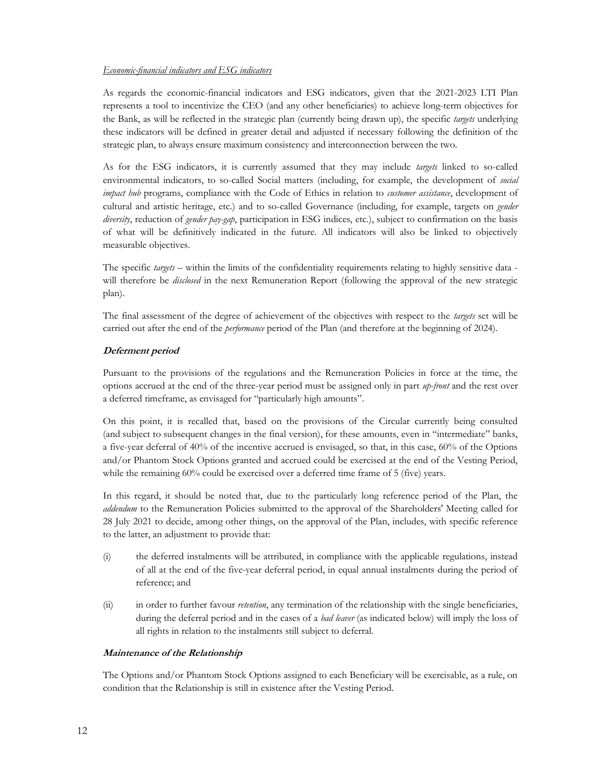*Economic-financial indicators and ESG indicators*

As regards the economic-financial indicators and ESG indicators, given that the 2021-2023 LTI Plan represents a tool to incentivize the CEO (and any other beneficiaries) to achieve long-term objectives for the Bank, as will be reflected in the strategic plan (currently being drawn up), the specific *targets* underlying these indicators will be defined in greater detail and adjusted if necessary following the definition of the strategic plan, to always ensure maximum consistency and interconnection between the two.

As for the ESG indicators, it is currently assumed that they may include *targets* linked to so-called environmental indicators, to so-called Social matters (including, for example, the development of *social impact hub* programs, compliance with the Code of Ethics in relation to *customer assistance*, development of cultural and artistic heritage, etc.) and to so-called Governance (including, for example, targets on *gender diversity*, reduction of *gender pay-gap*, participation in ESG indices, etc.), subject to confirmation on the basis of what will be definitively indicated in the future. All indicators will also be linked to objectively measurable objectives.

The specific *targets* – within the limits of the confidentiality requirements relating to highly sensitive data - will therefore be *disclosed* in the next Remuneration Report (following the approval of the new strategic plan).

The final assessment of the degree of achievement of the objectives with respect to the *targets* set will be carried out after the end of the *performance* period of the Plan (and therefore at the beginning of 2024).

***Deferment period***

Pursuant to the provisions of the regulations and the Remuneration Policies in force at the time, the options accrued at the end of the three-year period must be assigned only in part *up-front* and the rest over a deferred timeframe, as envisaged for "particularly high amounts".

On this point, it is recalled that, based on the provisions of the Circular currently being consulted (and subject to subsequent changes in the final version), for these amounts, even in "intermediate" banks, a five-year deferral of 40% of the incentive accrued is envisaged, so that, in this case, 60% of the Options and/or Phantom Stock Options granted and accrued could be exercised at the end of the Vesting Period, while the remaining 60% could be exercised over a deferred time frame of 5 (five) years.

In this regard, it should be noted that, due to the particularly long reference period of the Plan, the *addendum* to the Remuneration Policies submitted to the approval of the Shareholders' Meeting called for 28 July 2021 to decide, among other things, on the approval of the Plan, includes, with specific reference to the latter, an adjustment to provide that:

(i) the deferred instalments will be attributed, in compliance with the applicable regulations, instead of all at the end of the five-year deferral period, in equal annual instalments during the period of reference; and

(ii) in order to further favour *retention*, any termination of the relationship with the single beneficiaries, during the deferral period and in the cases of a *bad leaver* (as indicated below) will imply the loss of all rights in relation to the instalments still subject to deferral.

***Maintenance of the Relationship***

The Options and/or Phantom Stock Options assigned to each Beneficiary will be exercisable, as a rule, on condition that the Relationship is still in existence after the Vesting Period.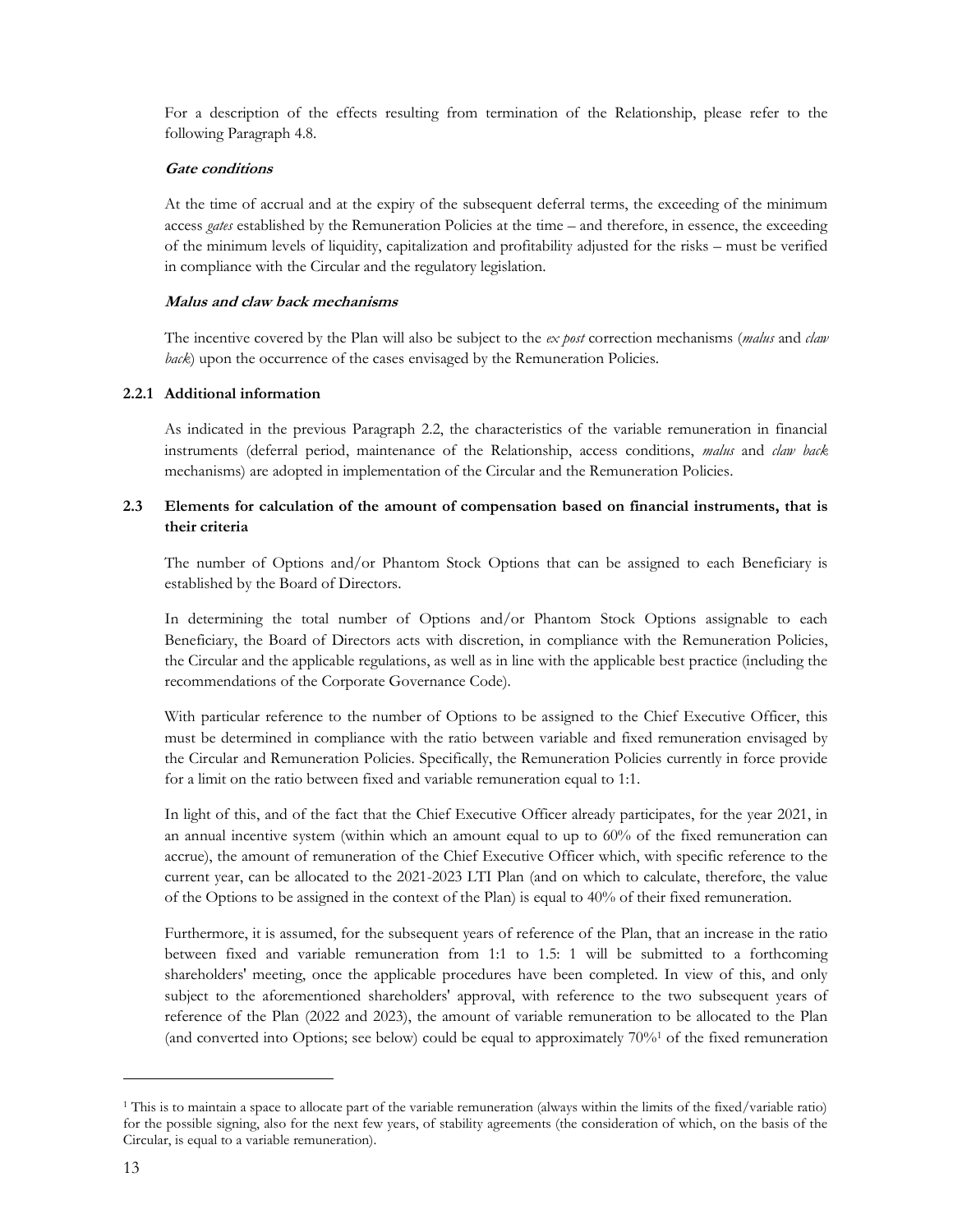For a description of the effects resulting from termination of the Relationship, please refer to the following Paragraph 4.8.

***Gate conditions***

At the time of accrual and at the expiry of the subsequent deferral terms, the exceeding of the minimum access *gates* established by the Remuneration Policies at the time – and therefore, in essence, the exceeding of the minimum levels of liquidity, capitalization and profitability adjusted for the risks – must be verified in compliance with the Circular and the regulatory legislation.

***Malus and claw back mechanisms***

The incentive covered by the Plan will also be subject to the *ex post* correction mechanisms (*malus* and *claw back*) upon the occurrence of the cases envisaged by the Remuneration Policies.

#### 2.2.1 Additional information

As indicated in the previous Paragraph 2.2, the characteristics of the variable remuneration in financial instruments (deferral period, maintenance of the Relationship, access conditions, *malus* and *claw back* mechanisms) are adopted in implementation of the Circular and the Remuneration Policies.

### 2.3 Elements for calculation of the amount of compensation based on financial instruments, that is their criteria

The number of Options and/or Phantom Stock Options that can be assigned to each Beneficiary is established by the Board of Directors.

In determining the total number of Options and/or Phantom Stock Options assignable to each Beneficiary, the Board of Directors acts with discretion, in compliance with the Remuneration Policies, the Circular and the applicable regulations, as well as in line with the applicable best practice (including the recommendations of the Corporate Governance Code).

With particular reference to the number of Options to be assigned to the Chief Executive Officer, this must be determined in compliance with the ratio between variable and fixed remuneration envisaged by the Circular and Remuneration Policies. Specifically, the Remuneration Policies currently in force provide for a limit on the ratio between fixed and variable remuneration equal to 1:1.

In light of this, and of the fact that the Chief Executive Officer already participates, for the year 2021, in an annual incentive system (within which an amount equal to up to 60% of the fixed remuneration can accrue), the amount of remuneration of the Chief Executive Officer which, with specific reference to the current year, can be allocated to the 2021-2023 LTI Plan (and on which to calculate, therefore, the value of the Options to be assigned in the context of the Plan) is equal to 40% of their fixed remuneration.

Furthermore, it is assumed, for the subsequent years of reference of the Plan, that an increase in the ratio between fixed and variable remuneration from 1:1 to 1.5: 1 will be submitted to a forthcoming shareholders' meeting, once the applicable procedures have been completed. In view of this, and only subject to the aforementioned shareholders' approval, with reference to the two subsequent years of reference of the Plan (2022 and 2023), the amount of variable remuneration to be allocated to the Plan (and converted into Options; see below) could be equal to approximately 70%[1] of the fixed remuneration

[1] This is to maintain a space to allocate part of the variable remuneration (always within the limits of the fixed/variable ratio) for the possible signing, also for the next few years, of stability agreements (the consideration of which, on the basis of the Circular, is equal to a variable remuneration).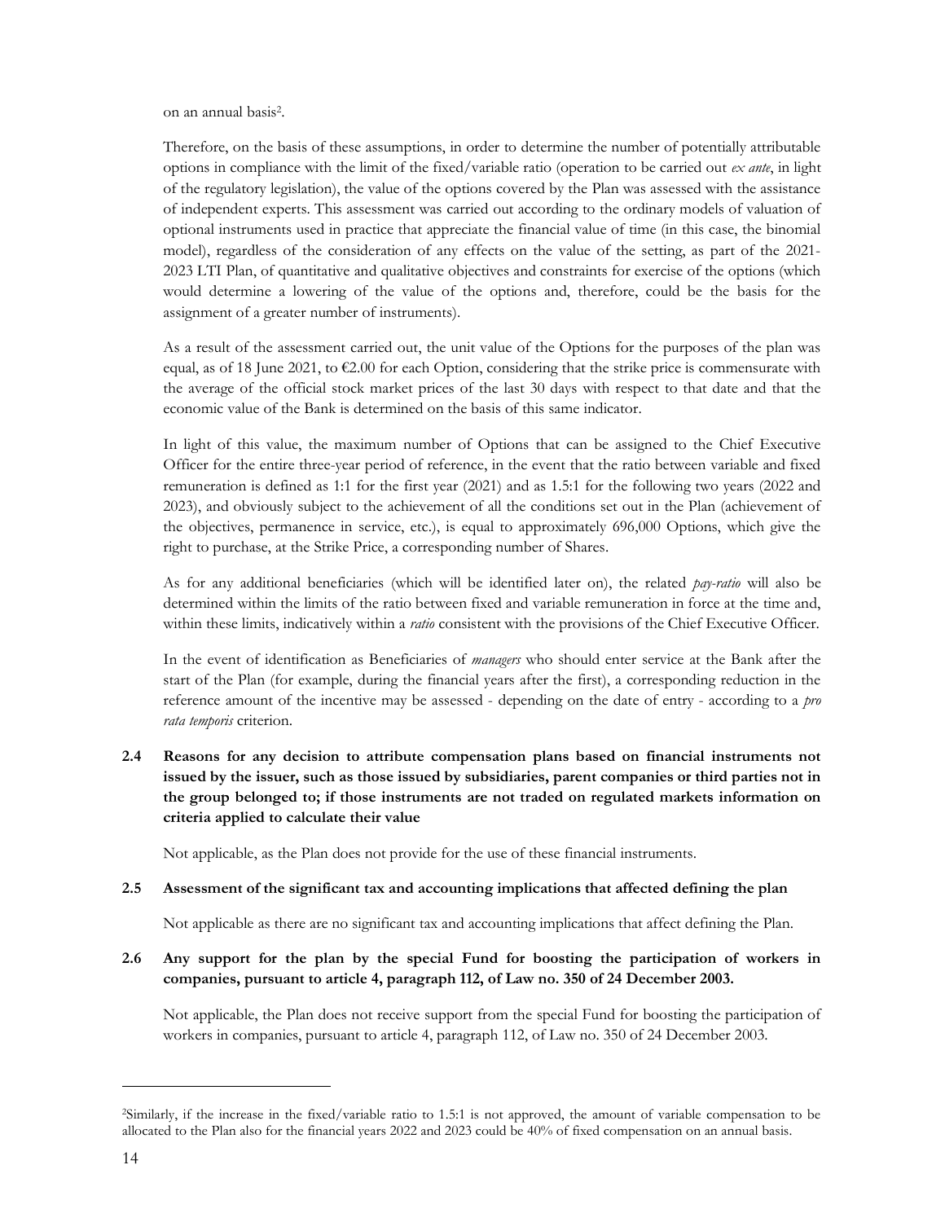on an annual basis[2].

Therefore, on the basis of these assumptions, in order to determine the number of potentially attributable options in compliance with the limit of the fixed/variable ratio (operation to be carried out *ex ante*, in light of the regulatory legislation), the value of the options covered by the Plan was assessed with the assistance of independent experts. This assessment was carried out according to the ordinary models of valuation of optional instruments used in practice that appreciate the financial value of time (in this case, the binomial model), regardless of the consideration of any effects on the value of the setting, as part of the 2021-2023 LTI Plan, of quantitative and qualitative objectives and constraints for exercise of the options (which would determine a lowering of the value of the options and, therefore, could be the basis for the assignment of a greater number of instruments).

As a result of the assessment carried out, the unit value of the Options for the purposes of the plan was equal, as of 18 June 2021, to €2.00 for each Option, considering that the strike price is commensurate with the average of the official stock market prices of the last 30 days with respect to that date and that the economic value of the Bank is determined on the basis of this same indicator.

In light of this value, the maximum number of Options that can be assigned to the Chief Executive Officer for the entire three-year period of reference, in the event that the ratio between variable and fixed remuneration is defined as 1:1 for the first year (2021) and as 1.5:1 for the following two years (2022 and 2023), and obviously subject to the achievement of all the conditions set out in the Plan (achievement of the objectives, permanence in service, etc.), is equal to approximately 696,000 Options, which give the right to purchase, at the Strike Price, a corresponding number of Shares.

As for any additional beneficiaries (which will be identified later on), the related *pay-ratio* will also be determined within the limits of the ratio between fixed and variable remuneration in force at the time and, within these limits, indicatively within a *ratio* consistent with the provisions of the Chief Executive Officer.

In the event of identification as Beneficiaries of *managers* who should enter service at the Bank after the start of the Plan (for example, during the financial years after the first), a corresponding reduction in the reference amount of the incentive may be assessed - depending on the date of entry - according to a *pro rata temporis* criterion.

### 2.4 Reasons for any decision to attribute compensation plans based on financial instruments not issued by the issuer, such as those issued by subsidiaries, parent companies or third parties not in the group belonged to; if those instruments are not traded on regulated markets information on criteria applied to calculate their value

Not applicable, as the Plan does not provide for the use of these financial instruments.

### 2.5 Assessment of the significant tax and accounting implications that affected defining the plan

Not applicable as there are no significant tax and accounting implications that affect defining the Plan.

### 2.6 Any support for the plan by the special Fund for boosting the participation of workers in companies, pursuant to article 4, paragraph 112, of Law no. 350 of 24 December 2003.

Not applicable, the Plan does not receive support from the special Fund for boosting the participation of workers in companies, pursuant to article 4, paragraph 112, of Law no. 350 of 24 December 2003.

---

[2] Similarly, if the increase in the fixed/variable ratio to 1.5:1 is not approved, the amount of variable compensation to be allocated to the Plan also for the financial years 2022 and 2023 could be 40% of fixed compensation on an annual basis.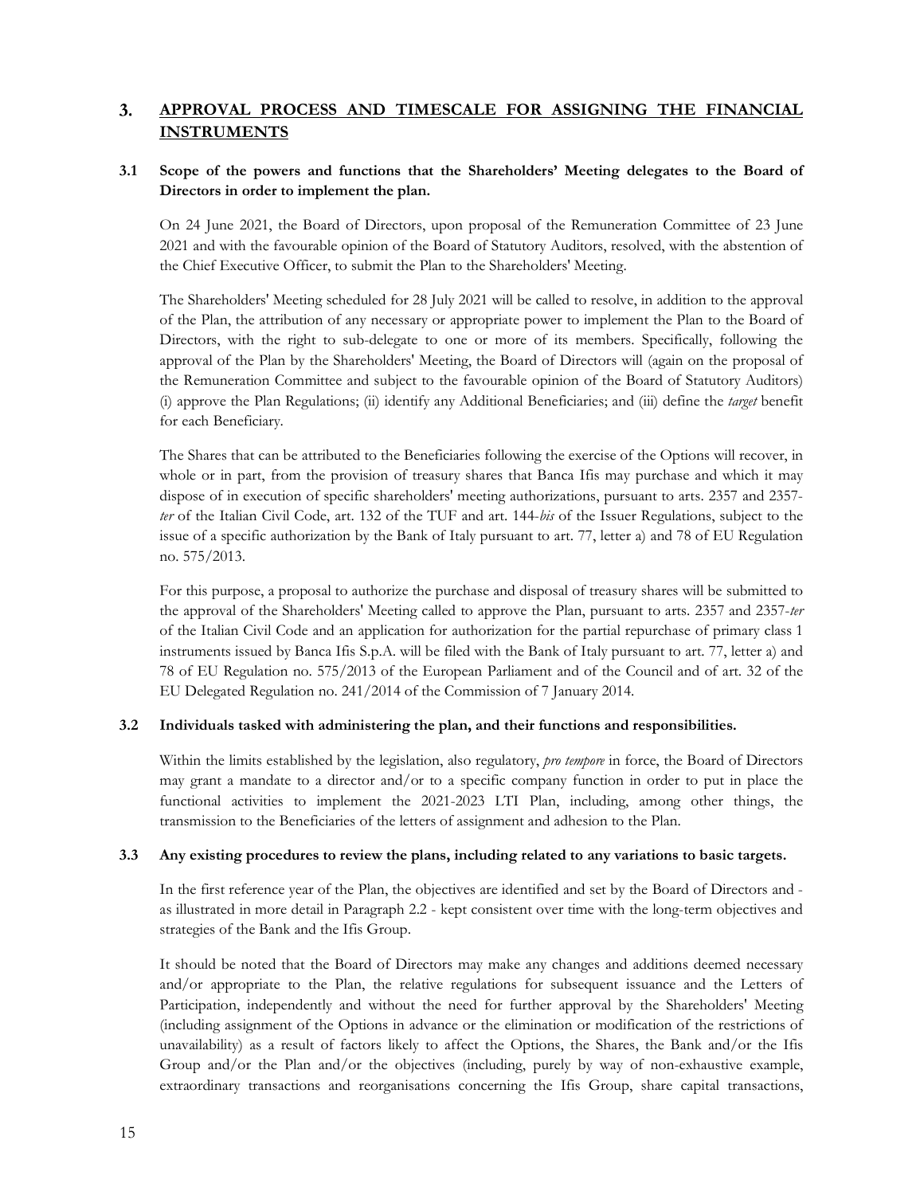## 3. APPROVAL PROCESS AND TIMESCALE FOR ASSIGNING THE FINANCIAL INSTRUMENTS

### 3.1 Scope of the powers and functions that the Shareholders' Meeting delegates to the Board of Directors in order to implement the plan.

On 24 June 2021, the Board of Directors, upon proposal of the Remuneration Committee of 23 June 2021 and with the favourable opinion of the Board of Statutory Auditors, resolved, with the abstention of the Chief Executive Officer, to submit the Plan to the Shareholders' Meeting.

The Shareholders' Meeting scheduled for 28 July 2021 will be called to resolve, in addition to the approval of the Plan, the attribution of any necessary or appropriate power to implement the Plan to the Board of Directors, with the right to sub-delegate to one or more of its members. Specifically, following the approval of the Plan by the Shareholders' Meeting, the Board of Directors will (again on the proposal of the Remuneration Committee and subject to the favourable opinion of the Board of Statutory Auditors) (i) approve the Plan Regulations; (ii) identify any Additional Beneficiaries; and (iii) define the *target* benefit for each Beneficiary.

The Shares that can be attributed to the Beneficiaries following the exercise of the Options will recover, in whole or in part, from the provision of treasury shares that Banca Ifis may purchase and which it may dispose of in execution of specific shareholders' meeting authorizations, pursuant to arts. 2357 and 2357-*ter* of the Italian Civil Code, art. 132 of the TUF and art. 144-*bis* of the Issuer Regulations, subject to the issue of a specific authorization by the Bank of Italy pursuant to art. 77, letter a) and 78 of EU Regulation no. 575/2013.

For this purpose, a proposal to authorize the purchase and disposal of treasury shares will be submitted to the approval of the Shareholders' Meeting called to approve the Plan, pursuant to arts. 2357 and 2357-*ter* of the Italian Civil Code and an application for authorization for the partial repurchase of primary class 1 instruments issued by Banca Ifis S.p.A. will be filed with the Bank of Italy pursuant to art. 77, letter a) and 78 of EU Regulation no. 575/2013 of the European Parliament and of the Council and of art. 32 of the EU Delegated Regulation no. 241/2014 of the Commission of 7 January 2014.

### 3.2 Individuals tasked with administering the plan, and their functions and responsibilities.

Within the limits established by the legislation, also regulatory, *pro tempore* in force, the Board of Directors may grant a mandate to a director and/or to a specific company function in order to put in place the functional activities to implement the 2021-2023 LTI Plan, including, among other things, the transmission to the Beneficiaries of the letters of assignment and adhesion to the Plan.

### 3.3 Any existing procedures to review the plans, including related to any variations to basic targets.

In the first reference year of the Plan, the objectives are identified and set by the Board of Directors and - as illustrated in more detail in Paragraph 2.2 - kept consistent over time with the long-term objectives and strategies of the Bank and the Ifis Group.

It should be noted that the Board of Directors may make any changes and additions deemed necessary and/or appropriate to the Plan, the relative regulations for subsequent issuance and the Letters of Participation, independently and without the need for further approval by the Shareholders' Meeting (including assignment of the Options in advance or the elimination or modification of the restrictions of unavailability) as a result of factors likely to affect the Options, the Shares, the Bank and/or the Ifis Group and/or the Plan and/or the objectives (including, purely by way of non-exhaustive example, extraordinary transactions and reorganisations concerning the Ifis Group, share capital transactions,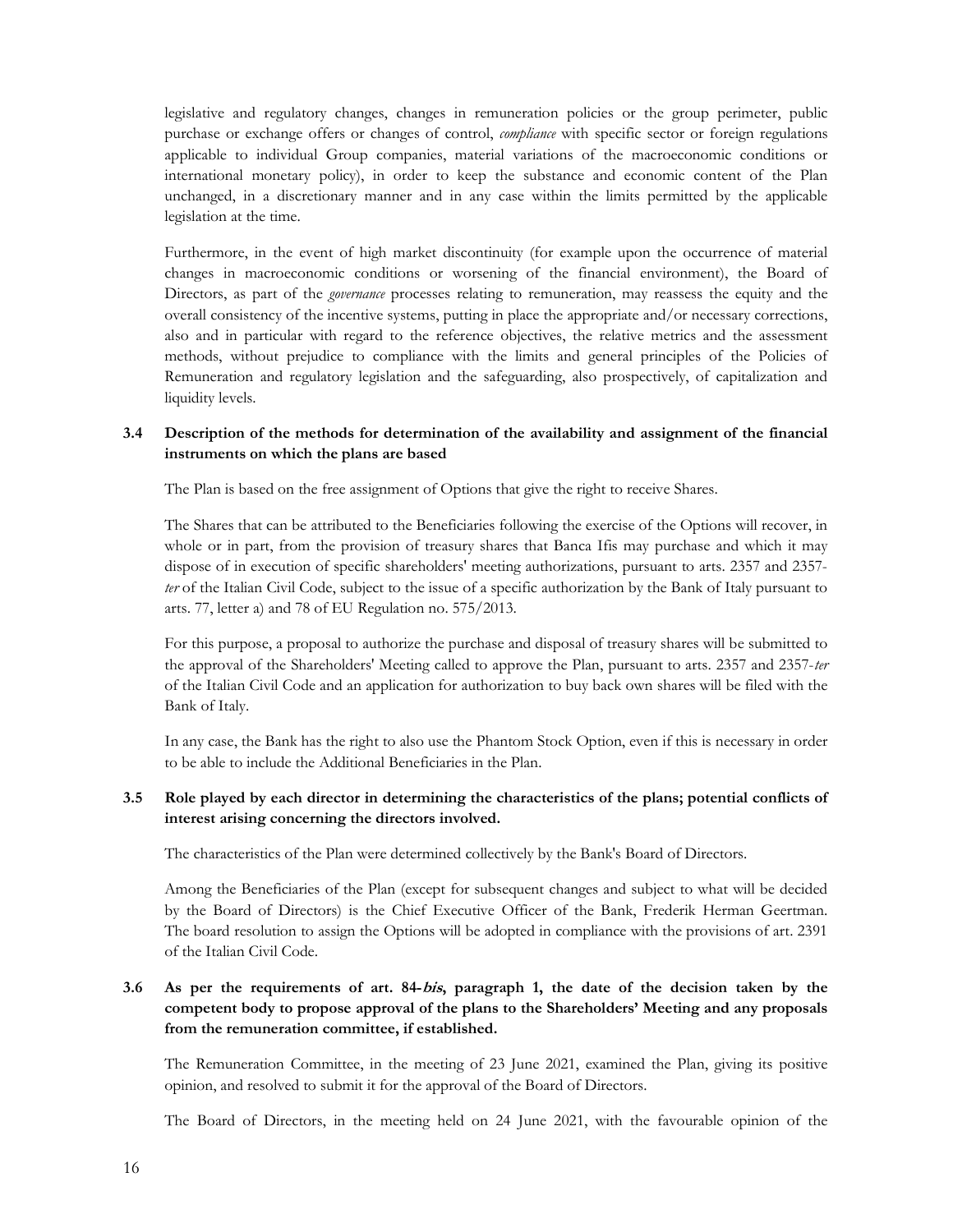legislative and regulatory changes, changes in remuneration policies or the group perimeter, public purchase or exchange offers or changes of control, *compliance* with specific sector or foreign regulations applicable to individual Group companies, material variations of the macroeconomic conditions or international monetary policy), in order to keep the substance and economic content of the Plan unchanged, in a discretionary manner and in any case within the limits permitted by the applicable legislation at the time.

Furthermore, in the event of high market discontinuity (for example upon the occurrence of material changes in macroeconomic conditions or worsening of the financial environment), the Board of Directors, as part of the *governance* processes relating to remuneration, may reassess the equity and the overall consistency of the incentive systems, putting in place the appropriate and/or necessary corrections, also and in particular with regard to the reference objectives, the relative metrics and the assessment methods, without prejudice to compliance with the limits and general principles of the Policies of Remuneration and regulatory legislation and the safeguarding, also prospectively, of capitalization and liquidity levels.

### 3.4 Description of the methods for determination of the availability and assignment of the financial instruments on which the plans are based

The Plan is based on the free assignment of Options that give the right to receive Shares.

The Shares that can be attributed to the Beneficiaries following the exercise of the Options will recover, in whole or in part, from the provision of treasury shares that Banca Ifis may purchase and which it may dispose of in execution of specific shareholders' meeting authorizations, pursuant to arts. 2357 and 2357-*ter* of the Italian Civil Code, subject to the issue of a specific authorization by the Bank of Italy pursuant to arts. 77, letter a) and 78 of EU Regulation no. 575/2013.

For this purpose, a proposal to authorize the purchase and disposal of treasury shares will be submitted to the approval of the Shareholders' Meeting called to approve the Plan, pursuant to arts. 2357 and 2357-*ter* of the Italian Civil Code and an application for authorization to buy back own shares will be filed with the Bank of Italy.

In any case, the Bank has the right to also use the Phantom Stock Option, even if this is necessary in order to be able to include the Additional Beneficiaries in the Plan.

### 3.5 Role played by each director in determining the characteristics of the plans; potential conflicts of interest arising concerning the directors involved.

The characteristics of the Plan were determined collectively by the Bank's Board of Directors.

Among the Beneficiaries of the Plan (except for subsequent changes and subject to what will be decided by the Board of Directors) is the Chief Executive Officer of the Bank, Frederik Herman Geertman. The board resolution to assign the Options will be adopted in compliance with the provisions of art. 2391 of the Italian Civil Code.

### 3.6 As per the requirements of art. 84-*bis*, paragraph 1, the date of the decision taken by the competent body to propose approval of the plans to the Shareholders' Meeting and any proposals from the remuneration committee, if established.

The Remuneration Committee, in the meeting of 23 June 2021, examined the Plan, giving its positive opinion, and resolved to submit it for the approval of the Board of Directors.

The Board of Directors, in the meeting held on 24 June 2021, with the favourable opinion of the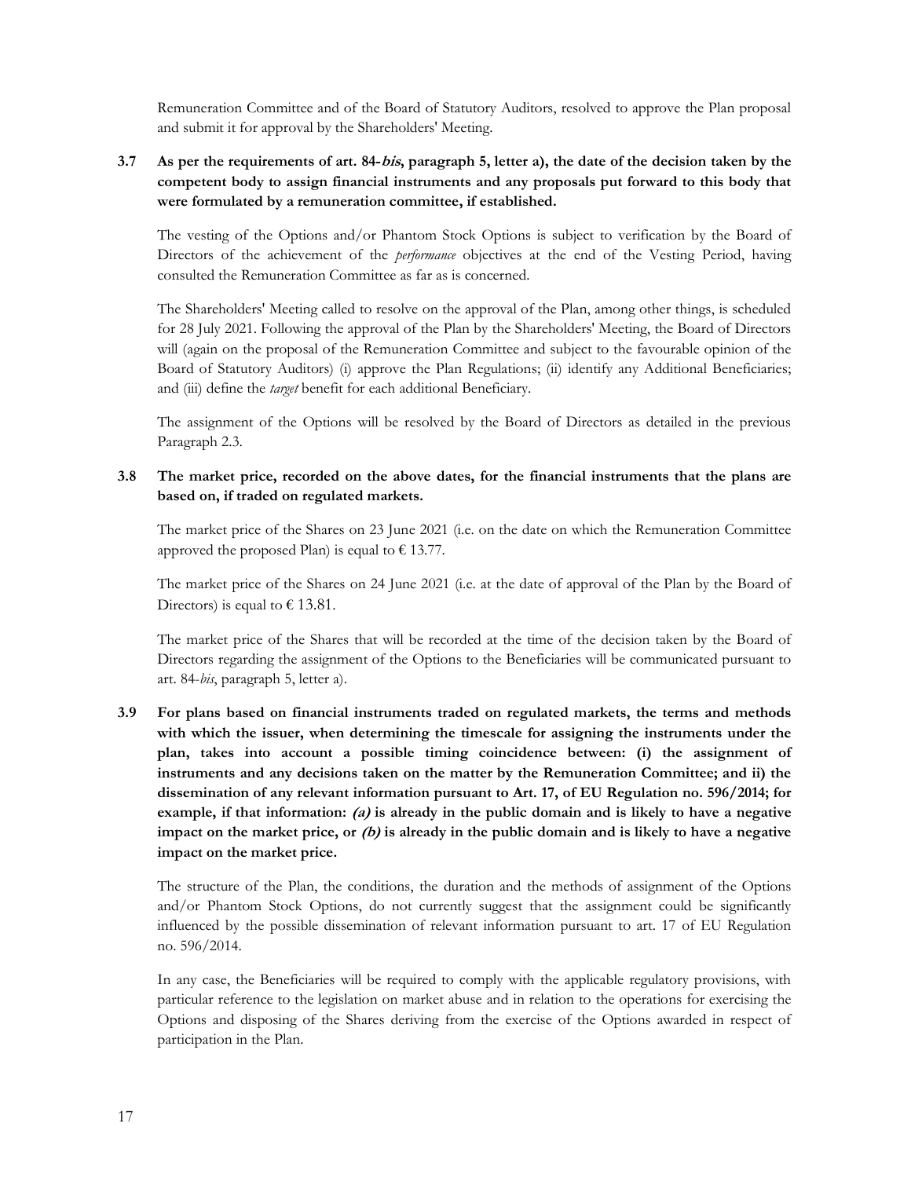Remuneration Committee and of the Board of Statutory Auditors, resolved to approve the Plan proposal and submit it for approval by the Shareholders' Meeting.

**3.7 As per the requirements of art. 84-*bis*, paragraph 5, letter a), the date of the decision taken by the competent body to assign financial instruments and any proposals put forward to this body that were formulated by a remuneration committee, if established.**

The vesting of the Options and/or Phantom Stock Options is subject to verification by the Board of Directors of the achievement of the *performance* objectives at the end of the Vesting Period, having consulted the Remuneration Committee as far as is concerned.

The Shareholders' Meeting called to resolve on the approval of the Plan, among other things, is scheduled for 28 July 2021. Following the approval of the Plan by the Shareholders' Meeting, the Board of Directors will (again on the proposal of the Remuneration Committee and subject to the favourable opinion of the Board of Statutory Auditors) (i) approve the Plan Regulations; (ii) identify any Additional Beneficiaries; and (iii) define the *target* benefit for each additional Beneficiary.

The assignment of the Options will be resolved by the Board of Directors as detailed in the previous Paragraph 2.3.

**3.8 The market price, recorded on the above dates, for the financial instruments that the plans are based on, if traded on regulated markets.**

The market price of the Shares on 23 June 2021 (i.e. on the date on which the Remuneration Committee approved the proposed Plan) is equal to € 13.77.

The market price of the Shares on 24 June 2021 (i.e. at the date of approval of the Plan by the Board of Directors) is equal to € 13.81.

The market price of the Shares that will be recorded at the time of the decision taken by the Board of Directors regarding the assignment of the Options to the Beneficiaries will be communicated pursuant to art. 84-*bis*, paragraph 5, letter a).

**3.9 For plans based on financial instruments traded on regulated markets, the terms and methods with which the issuer, when determining the timescale for assigning the instruments under the plan, takes into account a possible timing coincidence between: (i) the assignment of instruments and any decisions taken on the matter by the Remuneration Committee; and ii) the dissemination of any relevant information pursuant to Art. 17, of EU Regulation no. 596/2014; for example, if that information: *(a)* is already in the public domain and is likely to have a negative impact on the market price, or *(b)* is already in the public domain and is likely to have a negative impact on the market price.**

The structure of the Plan, the conditions, the duration and the methods of assignment of the Options and/or Phantom Stock Options, do not currently suggest that the assignment could be significantly influenced by the possible dissemination of relevant information pursuant to art. 17 of EU Regulation no. 596/2014.

In any case, the Beneficiaries will be required to comply with the applicable regulatory provisions, with particular reference to the legislation on market abuse and in relation to the operations for exercising the Options and disposing of the Shares deriving from the exercise of the Options awarded in respect of participation in the Plan.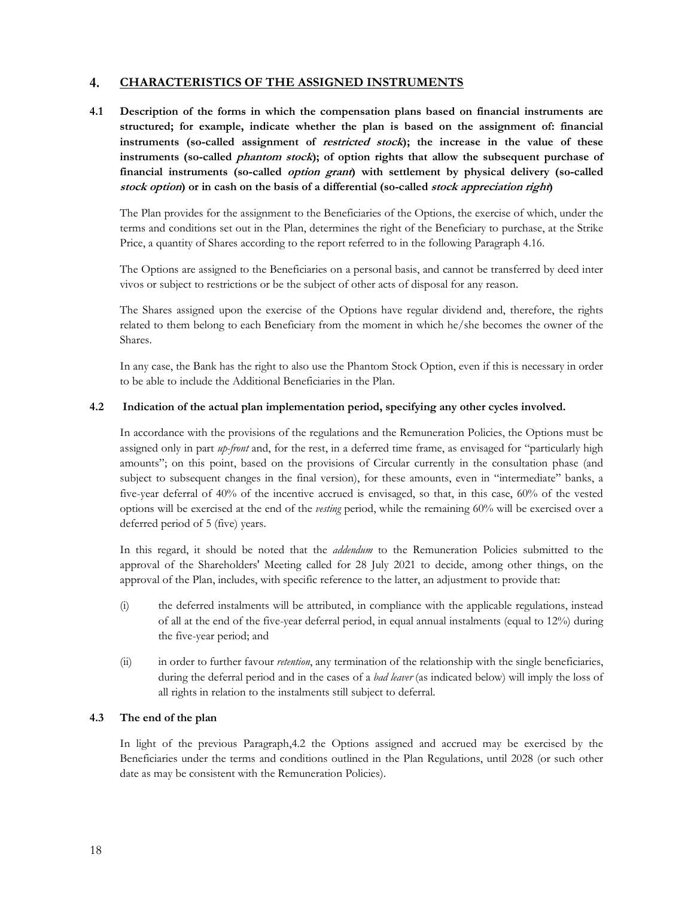## 4. CHARACTERISTICS OF THE ASSIGNED INSTRUMENTS

**4.1 Description of the forms in which the compensation plans based on financial instruments are structured; for example, indicate whether the plan is based on the assignment of: financial instruments (so-called assignment of *restricted stock*); the increase in the value of these instruments (so-called *phantom stock*); of option rights that allow the subsequent purchase of financial instruments (so-called *option grant*) with settlement by physical delivery (so-called *stock option*) or in cash on the basis of a differential (so-called *stock appreciation right*)**

The Plan provides for the assignment to the Beneficiaries of the Options, the exercise of which, under the terms and conditions set out in the Plan, determines the right of the Beneficiary to purchase, at the Strike Price, a quantity of Shares according to the report referred to in the following Paragraph 4.16.

The Options are assigned to the Beneficiaries on a personal basis, and cannot be transferred by deed inter vivos or subject to restrictions or be the subject of other acts of disposal for any reason.

The Shares assigned upon the exercise of the Options have regular dividend and, therefore, the rights related to them belong to each Beneficiary from the moment in which he/she becomes the owner of the Shares.

In any case, the Bank has the right to also use the Phantom Stock Option, even if this is necessary in order to be able to include the Additional Beneficiaries in the Plan.

**4.2 Indication of the actual plan implementation period, specifying any other cycles involved.**

In accordance with the provisions of the regulations and the Remuneration Policies, the Options must be assigned only in part *up-front* and, for the rest, in a deferred time frame, as envisaged for "particularly high amounts"; on this point, based on the provisions of Circular currently in the consultation phase (and subject to subsequent changes in the final version), for these amounts, even in "intermediate" banks, a five-year deferral of 40% of the incentive accrued is envisaged, so that, in this case, 60% of the vested options will be exercised at the end of the *vesting* period, while the remaining 60% will be exercised over a deferred period of 5 (five) years.

In this regard, it should be noted that the *addendum* to the Remuneration Policies submitted to the approval of the Shareholders' Meeting called for 28 July 2021 to decide, among other things, on the approval of the Plan, includes, with specific reference to the latter, an adjustment to provide that:

(i) the deferred instalments will be attributed, in compliance with the applicable regulations, instead of all at the end of the five-year deferral period, in equal annual instalments (equal to 12%) during the five-year period; and

(ii) in order to further favour *retention*, any termination of the relationship with the single beneficiaries, during the deferral period and in the cases of a *bad leaver* (as indicated below) will imply the loss of all rights in relation to the instalments still subject to deferral.

**4.3 The end of the plan**

In light of the previous Paragraph,4.2 the Options assigned and accrued may be exercised by the Beneficiaries under the terms and conditions outlined in the Plan Regulations, until 2028 (or such other date as may be consistent with the Remuneration Policies).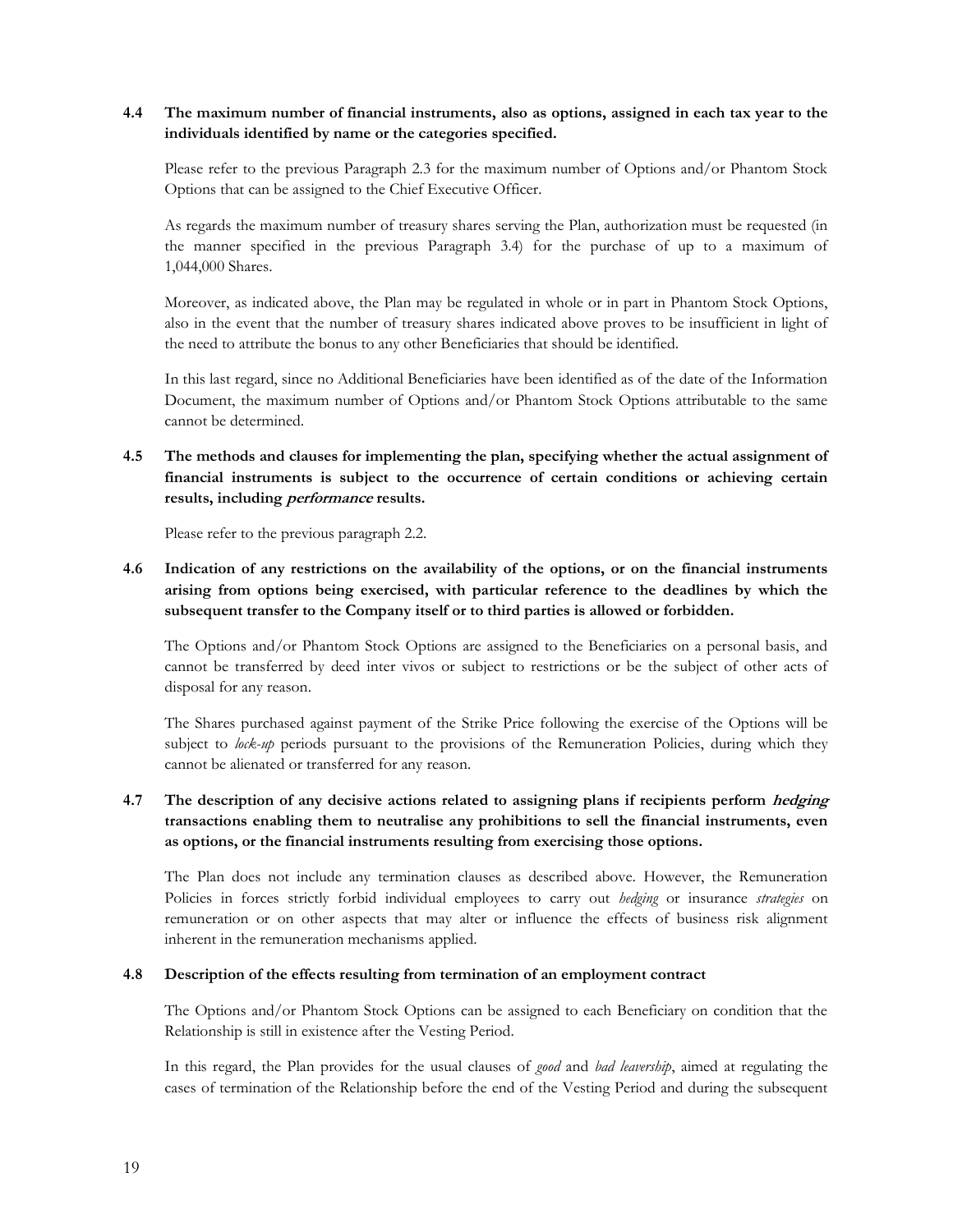**4.4 The maximum number of financial instruments, also as options, assigned in each tax year to the individuals identified by name or the categories specified.**

Please refer to the previous Paragraph 2.3 for the maximum number of Options and/or Phantom Stock Options that can be assigned to the Chief Executive Officer.

As regards the maximum number of treasury shares serving the Plan, authorization must be requested (in the manner specified in the previous Paragraph 3.4) for the purchase of up to a maximum of 1,044,000 Shares.

Moreover, as indicated above, the Plan may be regulated in whole or in part in Phantom Stock Options, also in the event that the number of treasury shares indicated above proves to be insufficient in light of the need to attribute the bonus to any other Beneficiaries that should be identified.

In this last regard, since no Additional Beneficiaries have been identified as of the date of the Information Document, the maximum number of Options and/or Phantom Stock Options attributable to the same cannot be determined.

**4.5 The methods and clauses for implementing the plan, specifying whether the actual assignment of financial instruments is subject to the occurrence of certain conditions or achieving certain results, including *performance* results.**

Please refer to the previous paragraph 2.2.

**4.6 Indication of any restrictions on the availability of the options, or on the financial instruments arising from options being exercised, with particular reference to the deadlines by which the subsequent transfer to the Company itself or to third parties is allowed or forbidden.**

The Options and/or Phantom Stock Options are assigned to the Beneficiaries on a personal basis, and cannot be transferred by deed inter vivos or subject to restrictions or be the subject of other acts of disposal for any reason.

The Shares purchased against payment of the Strike Price following the exercise of the Options will be subject to *lock-up* periods pursuant to the provisions of the Remuneration Policies, during which they cannot be alienated or transferred for any reason.

**4.7 The description of any decisive actions related to assigning plans if recipients perform *hedging* transactions enabling them to neutralise any prohibitions to sell the financial instruments, even as options, or the financial instruments resulting from exercising those options.**

The Plan does not include any termination clauses as described above. However, the Remuneration Policies in forces strictly forbid individual employees to carry out *hedging* or insurance *strategies* on remuneration or on other aspects that may alter or influence the effects of business risk alignment inherent in the remuneration mechanisms applied.

**4.8 Description of the effects resulting from termination of an employment contract**

The Options and/or Phantom Stock Options can be assigned to each Beneficiary on condition that the Relationship is still in existence after the Vesting Period.

In this regard, the Plan provides for the usual clauses of *good* and *bad leavership*, aimed at regulating the cases of termination of the Relationship before the end of the Vesting Period and during the subsequent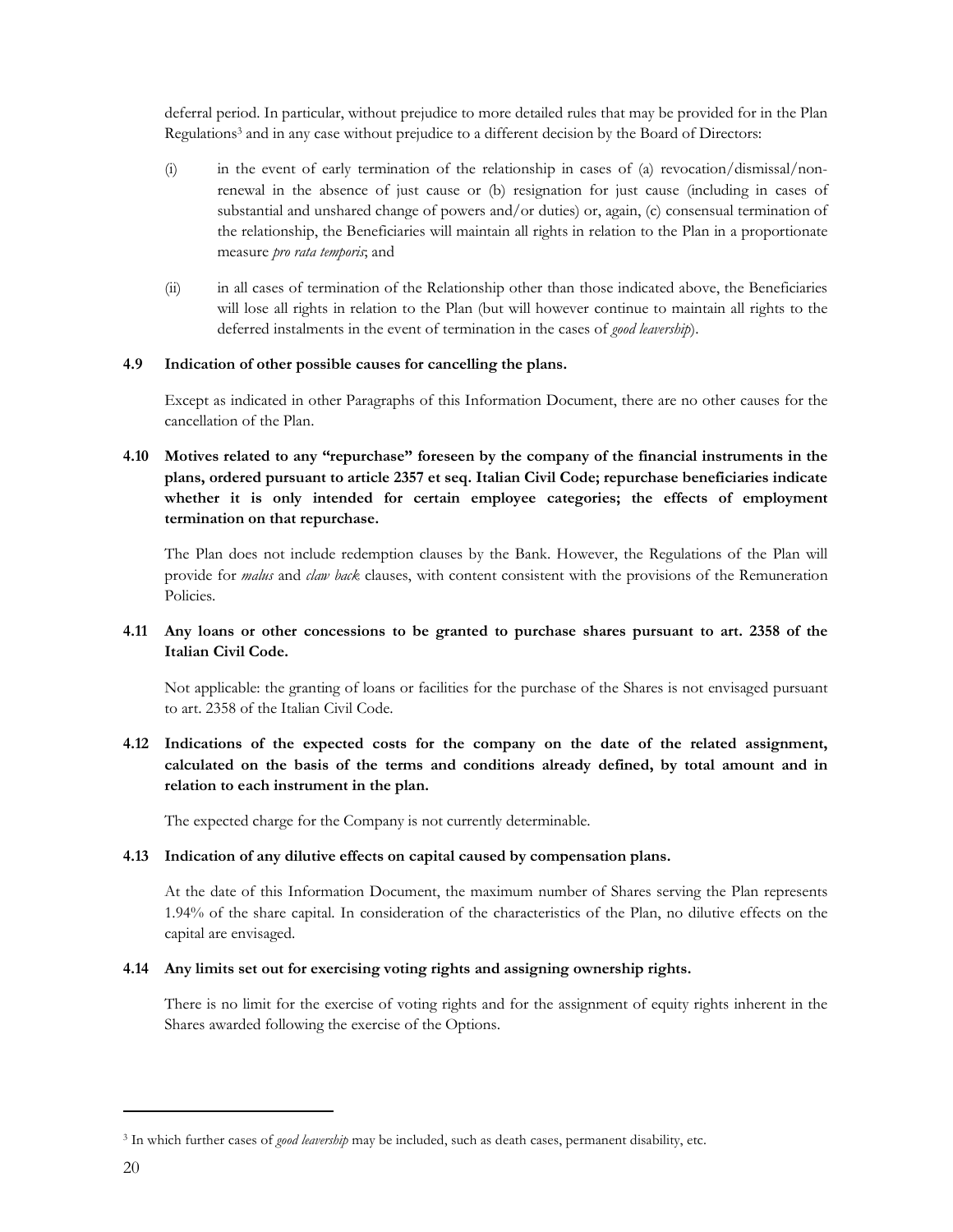deferral period. In particular, without prejudice to more detailed rules that may be provided for in the Plan Regulations[3] and in any case without prejudice to a different decision by the Board of Directors:

(i) in the event of early termination of the relationship in cases of (a) revocation/dismissal/non-renewal in the absence of just cause or (b) resignation for just cause (including in cases of substantial and unshared change of powers and/or duties) or, again, (c) consensual termination of the relationship, the Beneficiaries will maintain all rights in relation to the Plan in a proportionate measure *pro rata temporis*; and

(ii) in all cases of termination of the Relationship other than those indicated above, the Beneficiaries will lose all rights in relation to the Plan (but will however continue to maintain all rights to the deferred instalments in the event of termination in the cases of *good leavership*).

**4.9 Indication of other possible causes for cancelling the plans.**

Except as indicated in other Paragraphs of this Information Document, there are no other causes for the cancellation of the Plan.

**4.10 Motives related to any "repurchase" foreseen by the company of the financial instruments in the plans, ordered pursuant to article 2357 et seq. Italian Civil Code; repurchase beneficiaries indicate whether it is only intended for certain employee categories; the effects of employment termination on that repurchase.**

The Plan does not include redemption clauses by the Bank. However, the Regulations of the Plan will provide for *malus* and *claw back* clauses, with content consistent with the provisions of the Remuneration Policies.

**4.11 Any loans or other concessions to be granted to purchase shares pursuant to art. 2358 of the Italian Civil Code.**

Not applicable: the granting of loans or facilities for the purchase of the Shares is not envisaged pursuant to art. 2358 of the Italian Civil Code.

**4.12 Indications of the expected costs for the company on the date of the related assignment, calculated on the basis of the terms and conditions already defined, by total amount and in relation to each instrument in the plan.**

The expected charge for the Company is not currently determinable.

**4.13 Indication of any dilutive effects on capital caused by compensation plans.**

At the date of this Information Document, the maximum number of Shares serving the Plan represents 1.94% of the share capital. In consideration of the characteristics of the Plan, no dilutive effects on the capital are envisaged.

**4.14 Any limits set out for exercising voting rights and assigning ownership rights.**

There is no limit for the exercise of voting rights and for the assignment of equity rights inherent in the Shares awarded following the exercise of the Options.

---

[3] In which further cases of *good leavership* may be included, such as death cases, permanent disability, etc.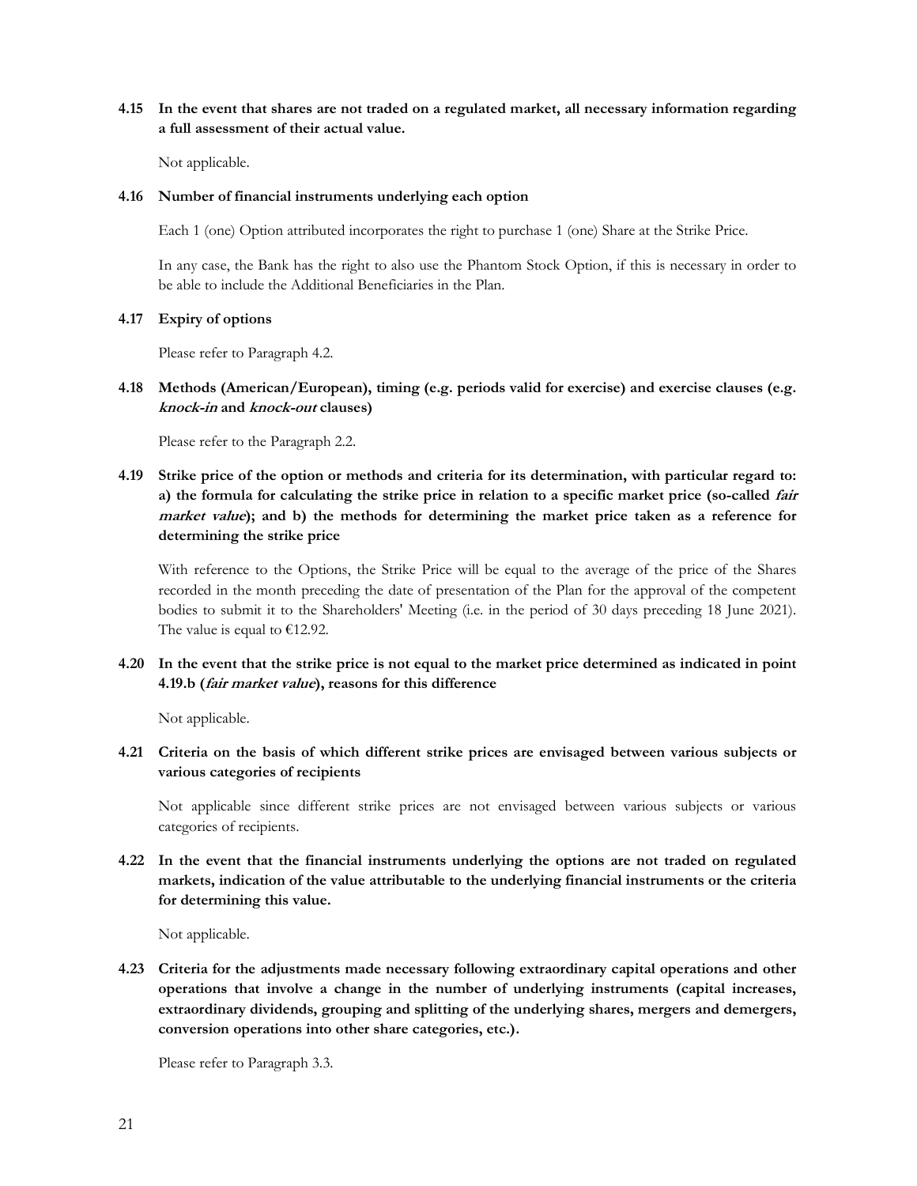**4.15 In the event that shares are not traded on a regulated market, all necessary information regarding a full assessment of their actual value.**

Not applicable.

**4.16 Number of financial instruments underlying each option**

Each 1 (one) Option attributed incorporates the right to purchase 1 (one) Share at the Strike Price.

In any case, the Bank has the right to also use the Phantom Stock Option, if this is necessary in order to be able to include the Additional Beneficiaries in the Plan.

**4.17 Expiry of options**

Please refer to Paragraph 4.2.

**4.18 Methods (American/European), timing (e.g. periods valid for exercise) and exercise clauses (e.g. *knock-in* and *knock-out* clauses)**

Please refer to the Paragraph 2.2.

**4.19 Strike price of the option or methods and criteria for its determination, with particular regard to: a) the formula for calculating the strike price in relation to a specific market price (so-called *fair market value*); and b) the methods for determining the market price taken as a reference for determining the strike price**

With reference to the Options, the Strike Price will be equal to the average of the price of the Shares recorded in the month preceding the date of presentation of the Plan for the approval of the competent bodies to submit it to the Shareholders' Meeting (i.e. in the period of 30 days preceding 18 June 2021). The value is equal to €12.92.

**4.20 In the event that the strike price is not equal to the market price determined as indicated in point 4.19.b (*fair market value*), reasons for this difference**

Not applicable.

**4.21 Criteria on the basis of which different strike prices are envisaged between various subjects or various categories of recipients**

Not applicable since different strike prices are not envisaged between various subjects or various categories of recipients.

**4.22 In the event that the financial instruments underlying the options are not traded on regulated markets, indication of the value attributable to the underlying financial instruments or the criteria for determining this value.**

Not applicable.

**4.23 Criteria for the adjustments made necessary following extraordinary capital operations and other operations that involve a change in the number of underlying instruments (capital increases, extraordinary dividends, grouping and splitting of the underlying shares, mergers and demergers, conversion operations into other share categories, etc.).**

Please refer to Paragraph 3.3.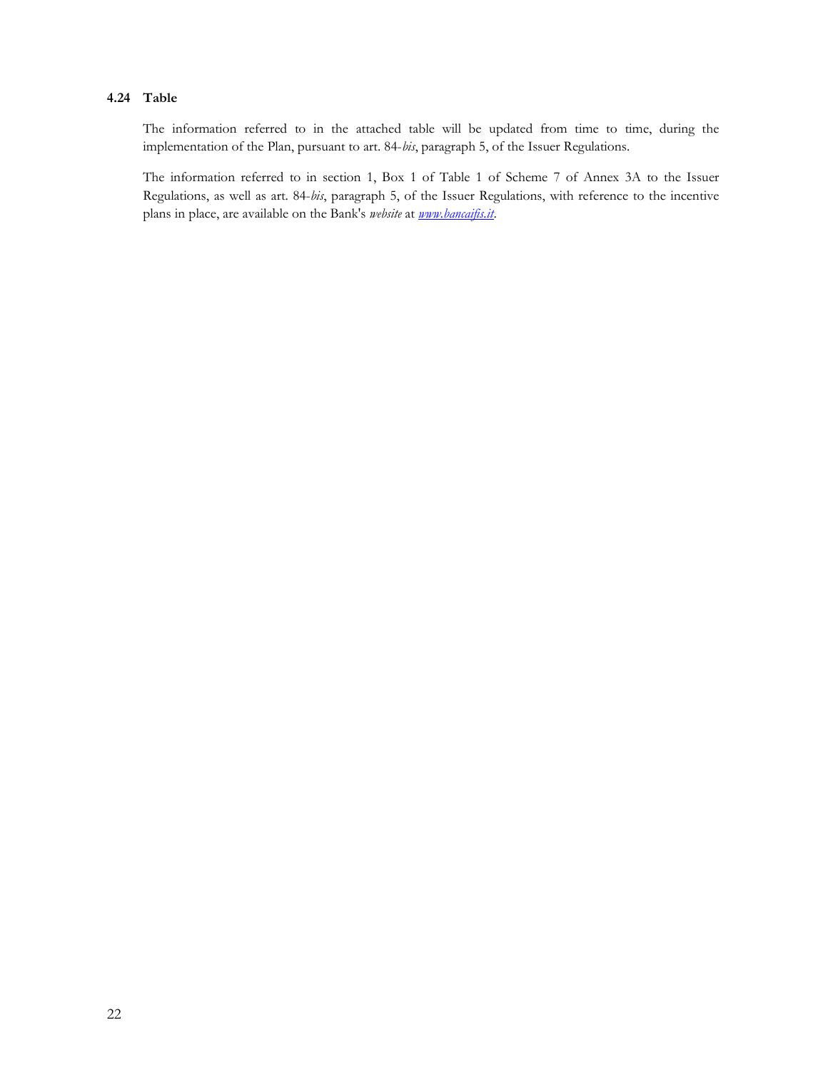### 4.24 Table

The information referred to in the attached table will be updated from time to time, during the implementation of the Plan, pursuant to art. 84-*bis*, paragraph 5, of the Issuer Regulations.

The information referred to in section 1, Box 1 of Table 1 of Scheme 7 of Annex 3A to the Issuer Regulations, as well as art. 84-*bis*, paragraph 5, of the Issuer Regulations, with reference to the incentive plans in place, are available on the Bank's *website* at [*www.bancaifis.it*](http://www.bancaifis.it).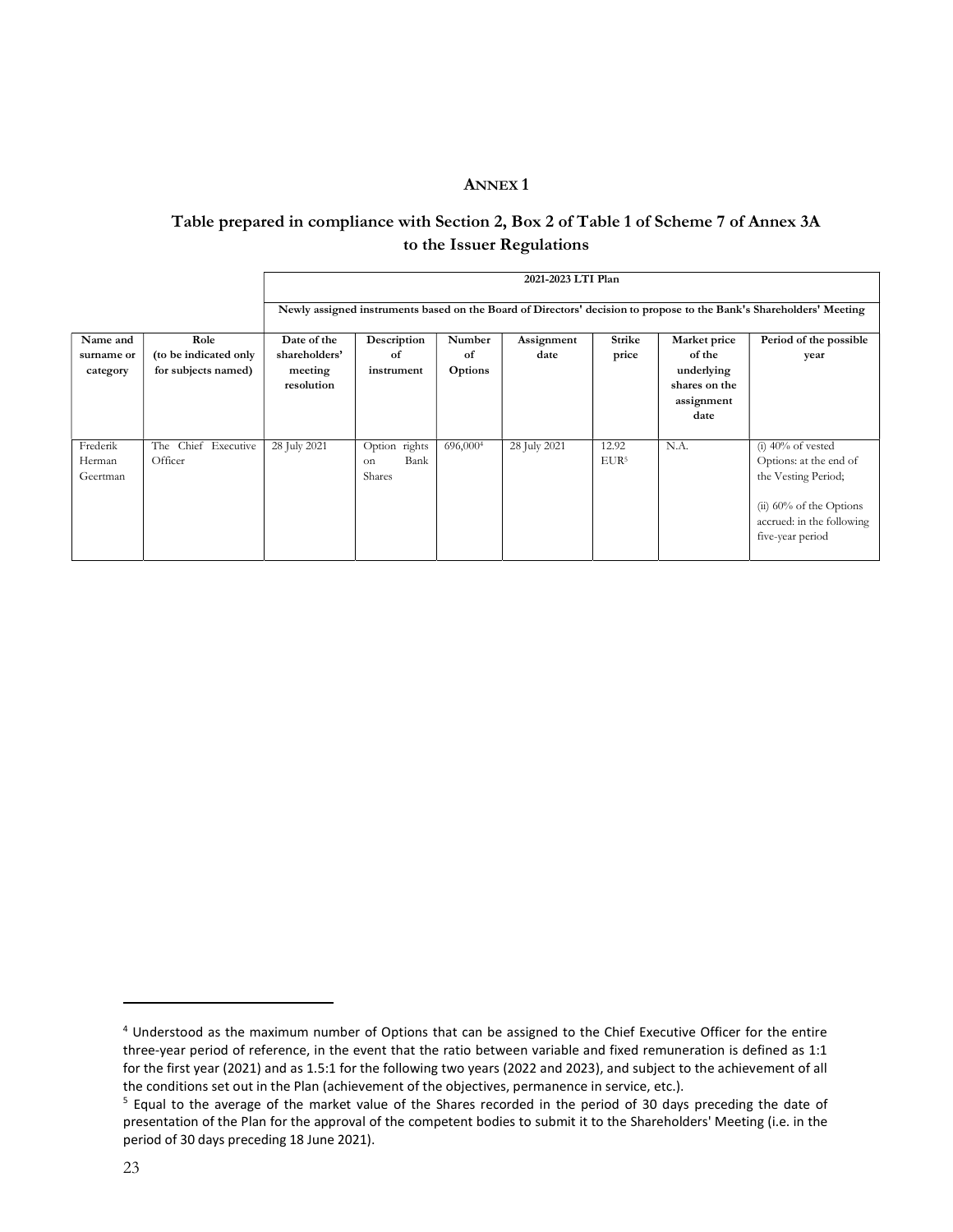## ANNEX 1

### Table prepared in compliance with Section 2, Box 2 of Table 1 of Scheme 7 of Annex 3A to the Issuer Regulations

| | | 2021-2023 LTI Plan | | | | | | |
|---|---|---|---|---|---|---|---|---|
| | | Newly assigned instruments based on the Board of Directors' decision to propose to the Bank's Shareholders' Meeting | | | | | | |
| **Name and surname or category** | **Role (to be indicated only for subjects named)** | **Date of the shareholders' meeting resolution** | **Description of instrument** | **Number of Options** | **Assignment date** | **Strike price** | **Market price of the underlying shares on the assignment date** | **Period of the possible year** |
| Frederik Herman Geertman | The Chief Executive Officer | 28 July 2021 | Option rights on Bank Shares | 696,000[4] | 28 July 2021 | 12.92 EUR[5] | N.A. | (i) 40% of vested Options: at the end of the Vesting Period; (ii) 60% of the Options accrued: in the following five-year period |

[4] Understood as the maximum number of Options that can be assigned to the Chief Executive Officer for the entire three-year period of reference, in the event that the ratio between variable and fixed remuneration is defined as 1:1 for the first year (2021) and as 1.5:1 for the following two years (2022 and 2023), and subject to the achievement of all the conditions set out in the Plan (achievement of the objectives, permanence in service, etc.).

[5] Equal to the average of the market value of the Shares recorded in the period of 30 days preceding the date of presentation of the Plan for the approval of the competent bodies to submit it to the Shareholders' Meeting (i.e. in the period of 30 days preceding 18 June 2021).